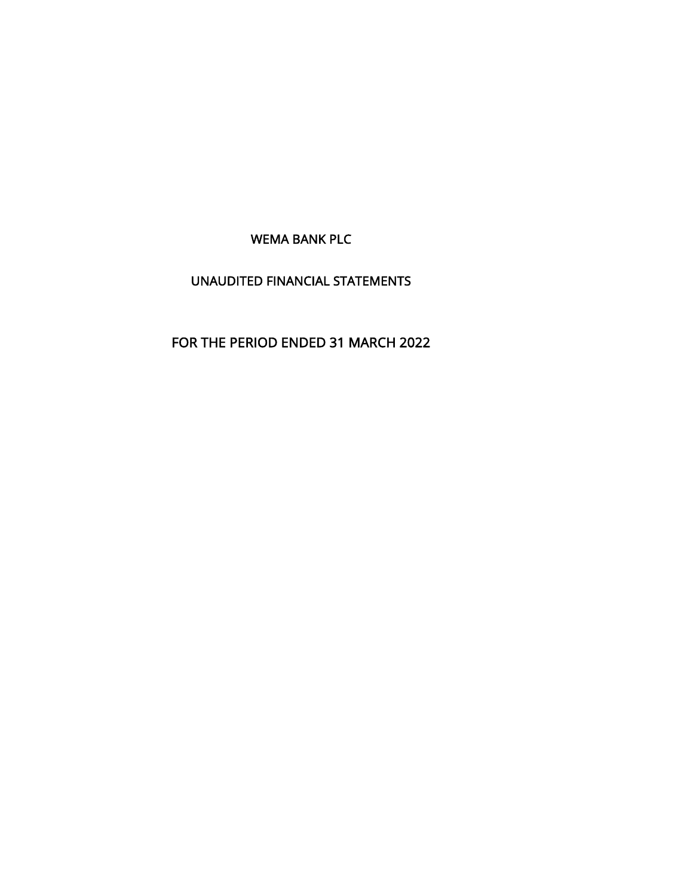# WEMA BANK PLC

## UNAUDITED FINANCIAL STATEMENTS

## FOR THE PERIOD ENDED 31 MARCH 2022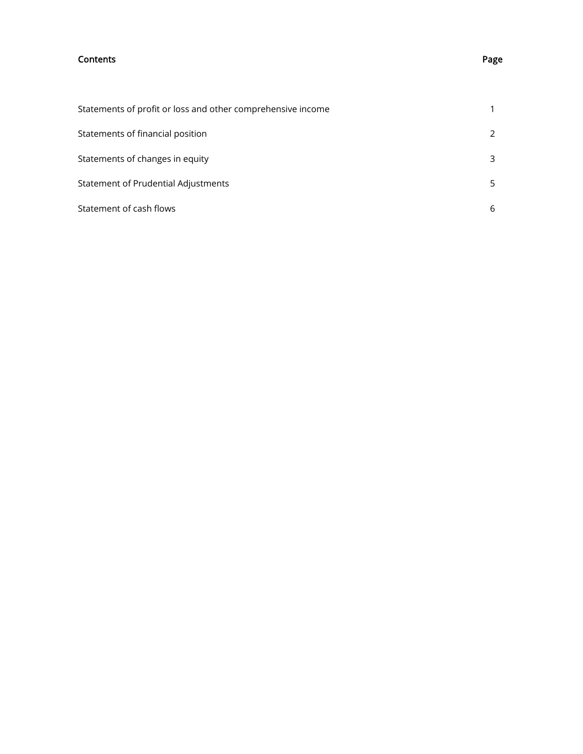| Contents | Page |
| --- | --- |
| Statements of profit or loss and other comprehensive income | 1 |
| Statements of financial position | 2 |
| Statements of changes in equity | 3 |
| Statement of Prudential Adjustments | 5 |
| Statement of cash flows | 6 |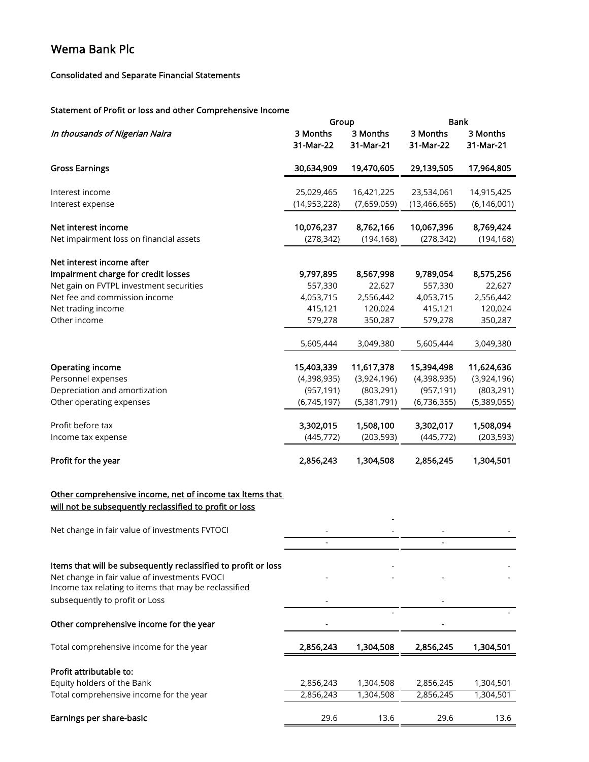# Wema Bank Plc

## Consolidated and Separate Financial Statements

### Statement of Profit or loss and other Comprehensive Income

| *In thousands of Nigerian Naira* | Group | | Bank | |
|---|---|---|---|---|
| | 3 Months 31-Mar-22 | 3 Months 31-Mar-21 | 3 Months 31-Mar-22 | 3 Months 31-Mar-21 |
| **Gross Earnings** | **30,634,909** | **19,470,605** | **29,139,505** | **17,964,805** |
| Interest income | 25,029,465 | 16,421,225 | 23,534,061 | 14,915,425 |
| Interest expense | (14,953,228) | (7,659,059) | (13,466,665) | (6,146,001) |
| **Net interest income** | **10,076,237** | **8,762,166** | **10,067,396** | **8,769,424** |
| Net impairment loss on financial assets | (278,342) | (194,168) | (278,342) | (194,168) |
| **Net interest income after impairment charge for credit losses** | **9,797,895** | **8,567,998** | **9,789,054** | **8,575,256** |
| Net gain on FVTPL investment securities | 557,330 | 22,627 | 557,330 | 22,627 |
| Net fee and commission income | 4,053,715 | 2,556,442 | 4,053,715 | 2,556,442 |
| Net trading income | 415,121 | 120,024 | 415,121 | 120,024 |
| Other income | 579,278 | 350,287 | 579,278 | 350,287 |
| | 5,605,444 | 3,049,380 | 5,605,444 | 3,049,380 |
| **Operating income** | **15,403,339** | **11,617,378** | **15,394,498** | **11,624,636** |
| Personnel expenses | (4,398,935) | (3,924,196) | (4,398,935) | (3,924,196) |
| Depreciation and amortization | (957,191) | (803,291) | (957,191) | (803,291) |
| Other operating expenses | (6,745,197) | (5,381,791) | (6,736,355) | (5,389,055) |
| Profit before tax | **3,302,015** | **1,508,100** | **3,302,017** | **1,508,094** |
| Income tax expense | (445,772) | (203,593) | (445,772) | (203,593) |
| **Profit for the year** | **2,856,243** | **1,304,508** | **2,856,245** | **1,304,501** |
| **Other comprehensive income, net of income tax Items that will not be subsequently reclassified to profit or loss** | | - | | |
| Net change in fair value of investments FVTOCI | - | - | - | - |
| | - | | - | |
| **Items that will be subsequently reclassified to profit or loss** | | - | | - |
| Net change in fair value of investments FVOCI | - | - | - | - |
| Income tax relating to items that may be reclassified subsequently to profit or Loss | - | | - | |
| | | - | | - |
| **Other comprehensive income for the year** | - | | - | |
| Total comprehensive income for the year | **2,856,243** | **1,304,508** | **2,856,245** | **1,304,501** |
| **Profit attributable to:** | | | | |
| Equity holders of the Bank | 2,856,243 | 1,304,508 | 2,856,245 | 1,304,501 |
| Total comprehensive income for the year | 2,856,243 | 1,304,508 | 2,856,245 | 1,304,501 |
| **Earnings per share-basic** | 29.6 | 13.6 | 29.6 | 13.6 |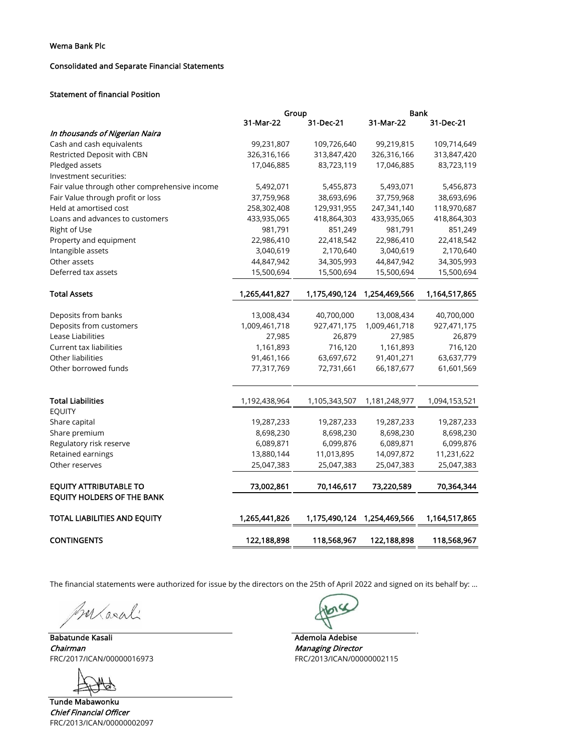Wema Bank Plc

Consolidated and Separate Financial Statements

Statement of financial Position

| | Group | | Bank | |
|---|---|---|---|---|
| | 31-Mar-22 | 31-Dec-21 | 31-Mar-22 | 31-Dec-21 |
| *In thousands of Nigerian Naira* | | | | |
| Cash and cash equivalents | 99,231,807 | 109,726,640 | 99,219,815 | 109,714,649 |
| Restricted Deposit with CBN | 326,316,166 | 313,847,420 | 326,316,166 | 313,847,420 |
| Pledged assets | 17,046,885 | 83,723,119 | 17,046,885 | 83,723,119 |
| Investment securities: | | | | |
| Fair value through other comprehensive income | 5,492,071 | 5,455,873 | 5,493,071 | 5,456,873 |
| Fair Value through profit or loss | 37,759,968 | 38,693,696 | 37,759,968 | 38,693,696 |
| Held at amortised cost | 258,302,408 | 129,931,955 | 247,341,140 | 118,970,687 |
| Loans and advances to customers | 433,935,065 | 418,864,303 | 433,935,065 | 418,864,303 |
| Right of Use | 981,791 | 851,249 | 981,791 | 851,249 |
| Property and equipment | 22,986,410 | 22,418,542 | 22,986,410 | 22,418,542 |
| Intangible assets | 3,040,619 | 2,170,640 | 3,040,619 | 2,170,640 |
| Other assets | 44,847,942 | 34,305,993 | 44,847,942 | 34,305,993 |
| Deferred tax assets | 15,500,694 | 15,500,694 | 15,500,694 | 15,500,694 |
| **Total Assets** | **1,265,441,827** | **1,175,490,124** | **1,254,469,566** | **1,164,517,865** |
| Deposits from banks | 13,008,434 | 40,700,000 | 13,008,434 | 40,700,000 |
| Deposits from customers | 1,009,461,718 | 927,471,175 | 1,009,461,718 | 927,471,175 |
| Lease Liabilities | 27,985 | 26,879 | 27,985 | 26,879 |
| Current tax liabilities | 1,161,893 | 716,120 | 1,161,893 | 716,120 |
| Other liabilities | 91,461,166 | 63,697,672 | 91,401,271 | 63,637,779 |
| Other borrowed funds | 77,317,769 | 72,731,661 | 66,187,677 | 61,601,569 |
| **Total Liabilities** | 1,192,438,964 | 1,105,343,507 | 1,181,248,977 | 1,094,153,521 |
| EQUITY | | | | |
| Share capital | 19,287,233 | 19,287,233 | 19,287,233 | 19,287,233 |
| Share premium | 8,698,230 | 8,698,230 | 8,698,230 | 8,698,230 |
| Regulatory risk reserve | 6,089,871 | 6,099,876 | 6,089,871 | 6,099,876 |
| Retained earnings | 13,880,144 | 11,013,895 | 14,097,872 | 11,231,622 |
| Other reserves | 25,047,383 | 25,047,383 | 25,047,383 | 25,047,383 |
| **EQUITY ATTRIBUTABLE TO EQUITY HOLDERS OF THE BANK** | **73,002,861** | **70,146,617** | **73,220,589** | **70,364,344** |
| **TOTAL LIABILITIES AND EQUITY** | **1,265,441,826** | **1,175,490,124** | **1,254,469,566** | **1,164,517,865** |
| **CONTINGENTS** | **122,188,898** | **118,568,967** | **122,188,898** | **118,568,967** |

The financial statements were authorized for issue by the directors on the 25th of April 2022 and signed on its behalf by: ...

**Babatunde Kasali**
*Chairman*
FRC/2017/ICAN/00000016973

**Ademola Adebise**
*Managing Director*
FRC/2013/ICAN/00000002115

**Tunde Mabawonku**
*Chief Financial Officer*
FRC/2013/ICAN/00000002097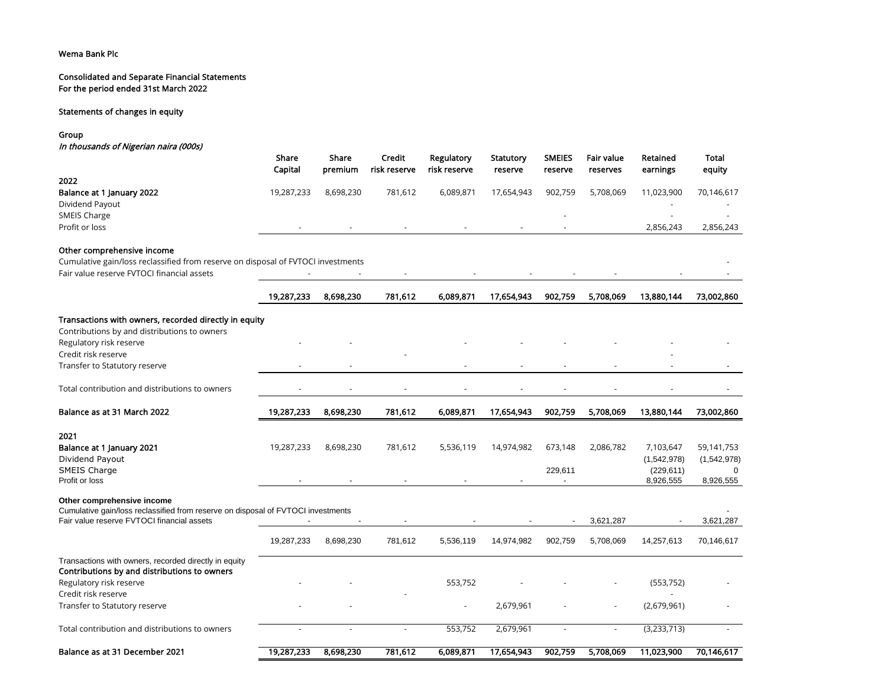Wema Bank Plc

Consolidated and Separate Financial Statements
For the period ended 31st March 2022

Statements of changes in equity

Group
*In thousands of Nigerian naira (000s)*

| | Share Capital | Share premium | Credit risk reserve | Regulatory risk reserve | Statutory reserve | SMEIES reserve | Fair value reserves | Retained earnings | Total equity |
|---|---|---|---|---|---|---|---|---|---|
| **2022** | | | | | | | | | |
| **Balance at 1 January 2022** | 19,287,233 | 8,698,230 | 781,612 | 6,089,871 | 17,654,943 | 902,759 | 5,708,069 | 11,023,900 | 70,146,617 |
| Dividend Payout | | | | | | | | - | - |
| SMEIS Charge | | | | | | - | | - | - |
| Profit or loss | - | - | - | - | - | - | | 2,856,243 | 2,856,243 |
| **Other comprehensive income** | | | | | | | | | |
| Cumulative gain/loss reclassified from reserve on disposal of FVTOCI investments | | | | | | | | | - |
| Fair value reserve FVTOCI financial assets | - | - | - | - | - | - | - | - | - |
| | **19,287,233** | **8,698,230** | **781,612** | **6,089,871** | **17,654,943** | **902,759** | **5,708,069** | **13,880,144** | **73,002,860** |
| **Transactions with owners, recorded directly in equity** | | | | | | | | | |
| Contributions by and distributions to owners | | | | | | | | | |
| Regulatory risk reserve | - | - | | - | - | - | - | - | - |
| Credit risk reserve | | | - | | | | | - | |
| Transfer to Statutory reserve | - | - | | - | - | - | - | - | - |
| Total contribution and distributions to owners | - | - | - | - | - | - | - | - | - |
| **Balance as at 31 March 2022** | **19,287,233** | **8,698,230** | **781,612** | **6,089,871** | **17,654,943** | **902,759** | **5,708,069** | **13,880,144** | **73,002,860** |
| **2021** | | | | | | | | | |
| **Balance at 1 January 2021** | 19,287,233 | 8,698,230 | 781,612 | 5,536,119 | 14,974,982 | 673,148 | 2,086,782 | 7,103,647 | 59,141,753 |
| Dividend Payout | | | | | | | | (1,542,978) | (1,542,978) |
| SMEIS Charge | | | | | | 229,611 | | (229,611) | 0 |
| Profit or loss | - | - | - | - | - | - | | 8,926,555 | 8,926,555 |
| **Other comprehensive income** | | | | | | | | | |
| Cumulative gain/loss reclassified from reserve on disposal of FVTOCI investments | | | | | | | | | - |
| Fair value reserve FVTOCI financial assets | - | - | - | - | - | - | 3,621,287 | - | 3,621,287 |
| | 19,287,233 | 8,698,230 | 781,612 | 5,536,119 | 14,974,982 | 902,759 | 5,708,069 | 14,257,613 | 70,146,617 |
| Transactions with owners, recorded directly in equity | | | | | | | | | |
| **Contributions by and distributions to owners** | | | | | | | | | |
| Regulatory risk reserve | - | - | | 553,752 | - | - | - | (553,752) | - |
| Credit risk reserve | | | - | | | | | - | |
| Transfer to Statutory reserve | - | - | | - | 2,679,961 | - | - | (2,679,961) | - |
| Total contribution and distributions to owners | - | - | - | 553,752 | 2,679,961 | - | - | (3,233,713) | - |
| **Balance as at 31 December 2021** | **19,287,233** | **8,698,230** | **781,612** | **6,089,871** | **17,654,943** | **902,759** | **5,708,069** | **11,023,900** | **70,146,617** |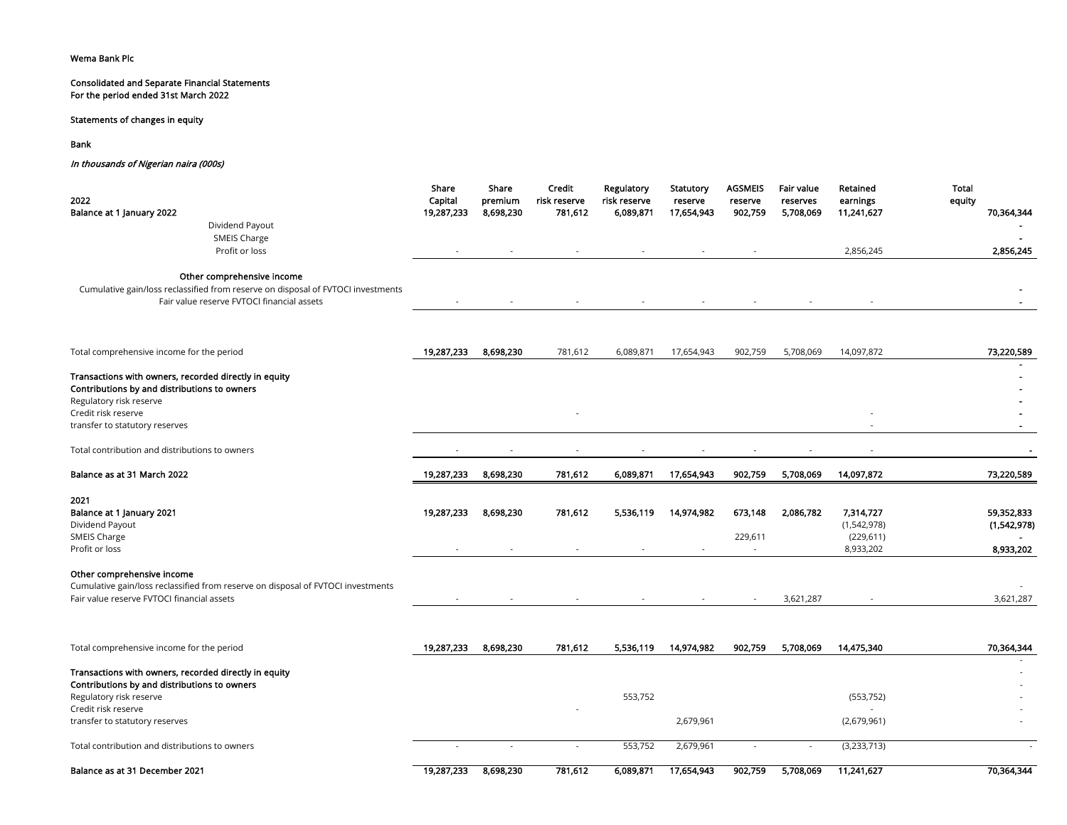Wema Bank Plc

Consolidated and Separate Financial Statements
For the period ended 31st March 2022

Statements of changes in equity

Bank

*In thousands of Nigerian naira (000s)*

| 2022 | Share Capital | Share premium | Credit risk reserve | Regulatory risk reserve | Statutory reserve | AGSMEIS reserve | Fair value reserves | Retained earnings | Total equity |
|---|---|---|---|---|---|---|---|---|---|
| **Balance at 1 January 2022** | 19,287,233 | 8,698,230 | 781,612 | 6,089,871 | 17,654,943 | 902,759 | 5,708,069 | 11,241,627 | 70,364,344 |
| Dividend Payout | | | | | | | | | - |
| SMEIS Charge | | | | | | | | | - |
| Profit or loss | - | - | - | - | - | - | | 2,856,245 | 2,856,245 |
| **Other comprehensive income** | | | | | | | | | |
| Cumulative gain/loss reclassified from reserve on disposal of FVTOCI investments | | | | | | | | | - |
| Fair value reserve FVTOCI financial assets | - | - | - | - | - | - | - | - | - |
| Total comprehensive income for the period | 19,287,233 | 8,698,230 | 781,612 | 6,089,871 | 17,654,943 | 902,759 | 5,708,069 | 14,097,872 | 73,220,589 |
| | | | | | | | | | - |
| **Transactions with owners, recorded directly in equity** | | | | | | | | | - |
| **Contributions by and distributions to owners** | | | | | | | | | - |
| Regulatory risk reserve | | | | | | | | | - |
| Credit risk reserve | | | - | | | | | - | - |
| transfer to statutory reserves | | | | | | | | - | - |
| Total contribution and distributions to owners | - | - | - | - | - | - | - | - | - |
| **Balance as at 31 March 2022** | 19,287,233 | 8,698,230 | 781,612 | 6,089,871 | 17,654,943 | 902,759 | 5,708,069 | 14,097,872 | 73,220,589 |

| 2021 | Share Capital | Share premium | Credit risk reserve | Regulatory risk reserve | Statutory reserve | AGSMEIS reserve | Fair value reserves | Retained earnings | Total equity |
|---|---|---|---|---|---|---|---|---|---|
| **Balance at 1 January 2021** | 19,287,233 | 8,698,230 | 781,612 | 5,536,119 | 14,974,982 | 673,148 | 2,086,782 | 7,314,727 | 59,352,833 |
| Dividend Payout | | | | | | | | (1,542,978) | (1,542,978) |
| SMEIS Charge | | | | | | 229,611 | | (229,611) | - |
| Profit or loss | - | - | - | - | - | - | | 8,933,202 | 8,933,202 |
| **Other comprehensive income** | | | | | | | | | |
| Cumulative gain/loss reclassified from reserve on disposal of FVTOCI investments | | | | | | | | | - |
| Fair value reserve FVTOCI financial assets | - | - | - | - | - | - | 3,621,287 | - | 3,621,287 |
| Total comprehensive income for the period | 19,287,233 | 8,698,230 | 781,612 | 5,536,119 | 14,974,982 | 902,759 | 5,708,069 | 14,475,340 | 70,364,344 |
| | | | | | | | | | - |
| **Transactions with owners, recorded directly in equity** | | | | | | | | | - |
| **Contributions by and distributions to owners** | | | | | | | | | - |
| Regulatory risk reserve | | | | 553,752 | | | | (553,752) | - |
| Credit risk reserve | | | - | | | | | - | - |
| transfer to statutory reserves | | | | | 2,679,961 | | | (2,679,961) | - |
| Total contribution and distributions to owners | - | - | - | 553,752 | 2,679,961 | - | - | (3,233,713) | - |
| **Balance as at 31 December 2021** | 19,287,233 | 8,698,230 | 781,612 | 6,089,871 | 17,654,943 | 902,759 | 5,708,069 | 11,241,627 | 70,364,344 |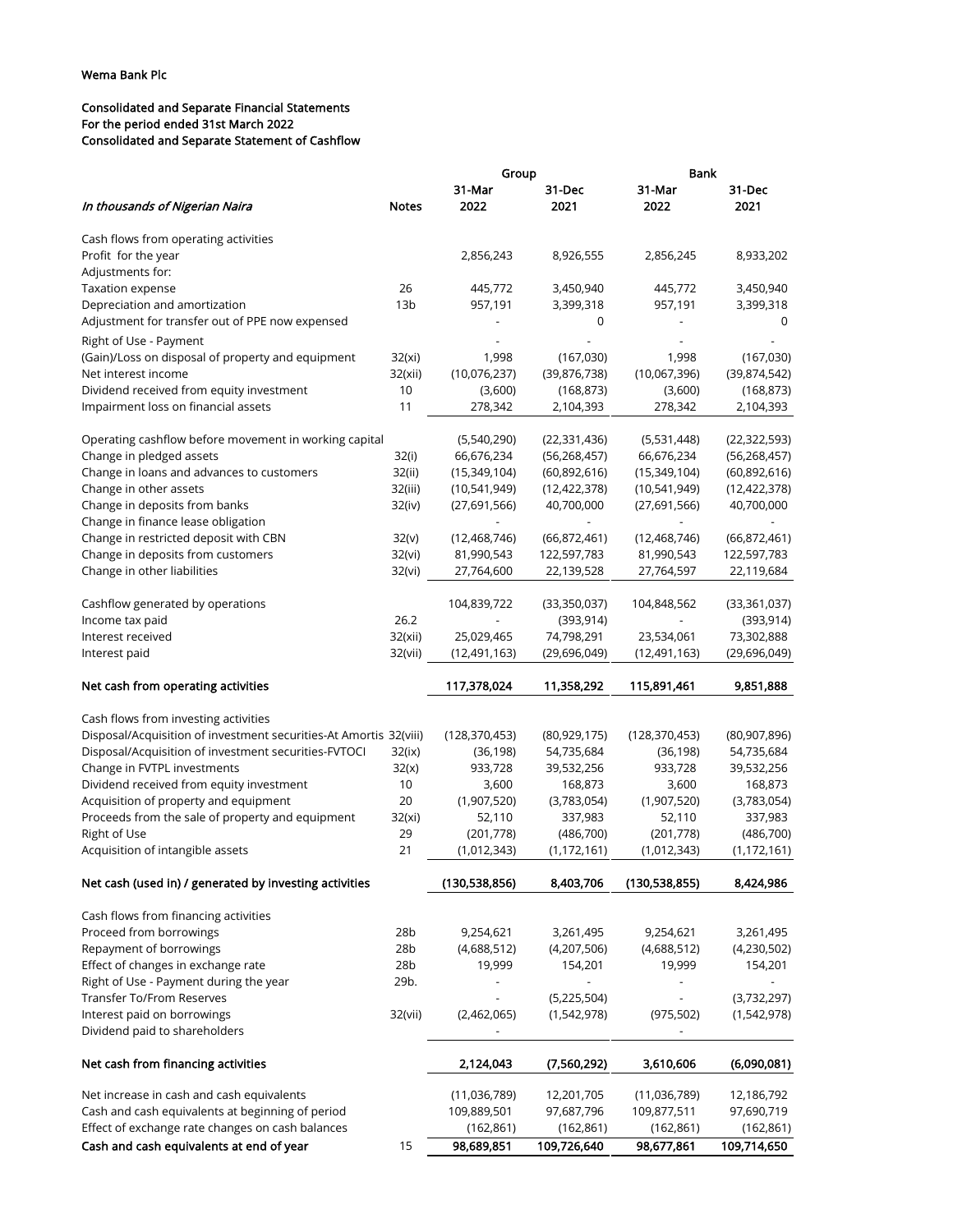Wema Bank Plc

Consolidated and Separate Financial Statements
For the period ended 31st March 2022
Consolidated and Separate Statement of Cashflow

| *In thousands of Nigerian Naira* | Notes | Group | | Bank | |
|---|---|---|---|---|---|
| | | 31-Mar 2022 | 31-Dec 2021 | 31-Mar 2022 | 31-Dec 2021 |
| Cash flows from operating activities | | | | | |
| Profit for the year | | 2,856,243 | 8,926,555 | 2,856,245 | 8,933,202 |
| Adjustments for: | | | | | |
| Taxation expense | 26 | 445,772 | 3,450,940 | 445,772 | 3,450,940 |
| Depreciation and amortization | 13b | 957,191 | 3,399,318 | 957,191 | 3,399,318 |
| Adjustment for transfer out of PPE now expensed | | - | 0 | - | 0 |
| Right of Use - Payment | | - | - | - | - |
| (Gain)/Loss on disposal of property and equipment | 32(xi) | 1,998 | (167,030) | 1,998 | (167,030) |
| Net interest income | 32(xii) | (10,076,237) | (39,876,738) | (10,067,396) | (39,874,542) |
| Dividend received from equity investment | 10 | (3,600) | (168,873) | (3,600) | (168,873) |
| Impairment loss on financial assets | 11 | 278,342 | 2,104,393 | 278,342 | 2,104,393 |
| Operating cashflow before movement in working capital | | (5,540,290) | (22,331,436) | (5,531,448) | (22,322,593) |
| Change in pledged assets | 32(i) | 66,676,234 | (56,268,457) | 66,676,234 | (56,268,457) |
| Change in loans and advances to customers | 32(ii) | (15,349,104) | (60,892,616) | (15,349,104) | (60,892,616) |
| Change in other assets | 32(iii) | (10,541,949) | (12,422,378) | (10,541,949) | (12,422,378) |
| Change in deposits from banks | 32(iv) | (27,691,566) | 40,700,000 | (27,691,566) | 40,700,000 |
| Change in finance lease obligation | | - | - | - | - |
| Change in restricted deposit with CBN | 32(v) | (12,468,746) | (66,872,461) | (12,468,746) | (66,872,461) |
| Change in deposits from customers | 32(vi) | 81,990,543 | 122,597,783 | 81,990,543 | 122,597,783 |
| Change in other liabilities | 32(vi) | 27,764,600 | 22,139,528 | 27,764,597 | 22,119,684 |
| Cashflow generated by operations | | 104,839,722 | (33,350,037) | 104,848,562 | (33,361,037) |
| Income tax paid | 26.2 | - | (393,914) | - | (393,914) |
| Interest received | 32(xii) | 25,029,465 | 74,798,291 | 23,534,061 | 73,302,888 |
| Interest paid | 32(vii) | (12,491,163) | (29,696,049) | (12,491,163) | (29,696,049) |
| **Net cash from operating activities** | | **117,378,024** | **11,358,292** | **115,891,461** | **9,851,888** |
| Cash flows from investing activities | | | | | |
| Disposal/Acquisition of investment securities-At Amortis | 32(viii) | (128,370,453) | (80,929,175) | (128,370,453) | (80,907,896) |
| Disposal/Acquisition of investment securities-FVTOCI | 32(ix) | (36,198) | 54,735,684 | (36,198) | 54,735,684 |
| Change in FVTPL investments | 32(x) | 933,728 | 39,532,256 | 933,728 | 39,532,256 |
| Dividend received from equity investment | 10 | 3,600 | 168,873 | 3,600 | 168,873 |
| Acquisition of property and equipment | 20 | (1,907,520) | (3,783,054) | (1,907,520) | (3,783,054) |
| Proceeds from the sale of property and equipment | 32(xi) | 52,110 | 337,983 | 52,110 | 337,983 |
| Right of Use | 29 | (201,778) | (486,700) | (201,778) | (486,700) |
| Acquisition of intangible assets | 21 | (1,012,343) | (1,172,161) | (1,012,343) | (1,172,161) |
| **Net cash (used in) / generated by investing activities** | | **(130,538,856)** | **8,403,706** | **(130,538,855)** | **8,424,986** |
| Cash flows from financing activities | | | | | |
| Proceed from borrowings | 28b | 9,254,621 | 3,261,495 | 9,254,621 | 3,261,495 |
| Repayment of borrowings | 28b | (4,688,512) | (4,207,506) | (4,688,512) | (4,230,502) |
| Effect of changes in exchange rate | 28b | 19,999 | 154,201 | 19,999 | 154,201 |
| Right of Use - Payment during the year | 29b. | - | - | - | - |
| Transfer To/From Reserves | | - | (5,225,504) | - | (3,732,297) |
| Interest paid on borrowings | 32(vii) | (2,462,065) | (1,542,978) | (975,502) | (1,542,978) |
| Dividend paid to shareholders | | - | | - | |
| **Net cash from financing activities** | | **2,124,043** | **(7,560,292)** | **3,610,606** | **(6,090,081)** |
| Net increase in cash and cash equivalents | | (11,036,789) | 12,201,705 | (11,036,789) | 12,186,792 |
| Cash and cash equivalents at beginning of period | | 109,889,501 | 97,687,796 | 109,877,511 | 97,690,719 |
| Effect of exchange rate changes on cash balances | | (162,861) | (162,861) | (162,861) | (162,861) |
| **Cash and cash equivalents at end of year** | 15 | **98,689,851** | **109,726,640** | **98,677,861** | **109,714,650** |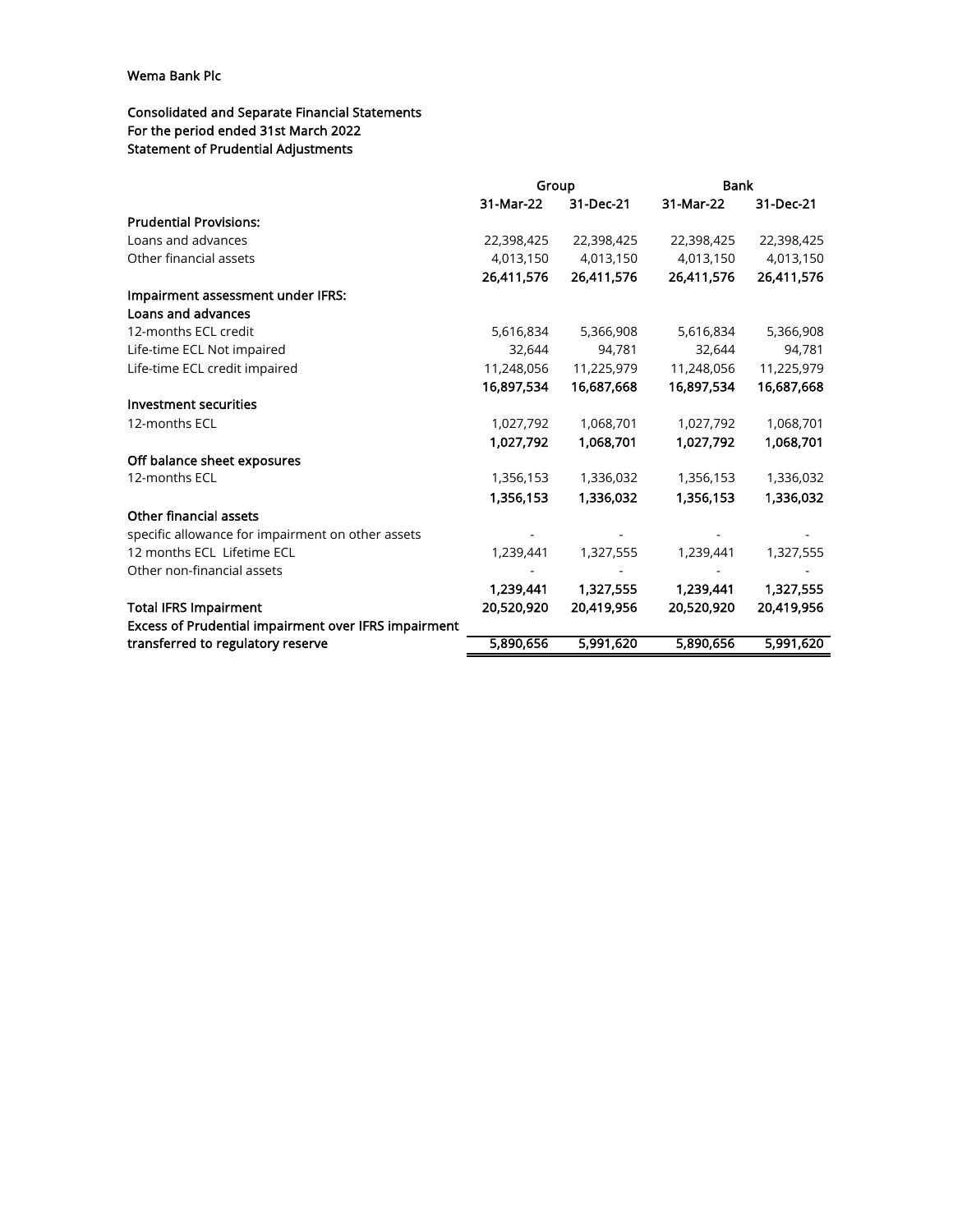Wema Bank Plc

Consolidated and Separate Financial Statements
For the period ended 31st March 2022
Statement of Prudential Adjustments

| | Group | | Bank | |
|---|---|---|---|---|
| | 31-Mar-22 | 31-Dec-21 | 31-Mar-22 | 31-Dec-21 |
| **Prudential Provisions:** | | | | |
| Loans and advances | 22,398,425 | 22,398,425 | 22,398,425 | 22,398,425 |
| Other financial assets | 4,013,150 | 4,013,150 | 4,013,150 | 4,013,150 |
| | **26,411,576** | **26,411,576** | **26,411,576** | **26,411,576** |
| **Impairment assessment under IFRS:** | | | | |
| **Loans and advances** | | | | |
| 12-months ECL credit | 5,616,834 | 5,366,908 | 5,616,834 | 5,366,908 |
| Life-time ECL Not impaired | 32,644 | 94,781 | 32,644 | 94,781 |
| Life-time ECL credit impaired | 11,248,056 | 11,225,979 | 11,248,056 | 11,225,979 |
| | **16,897,534** | **16,687,668** | **16,897,534** | **16,687,668** |
| **Investment securities** | | | | |
| 12-months ECL | 1,027,792 | 1,068,701 | 1,027,792 | 1,068,701 |
| | **1,027,792** | **1,068,701** | **1,027,792** | **1,068,701** |
| **Off balance sheet exposures** | | | | |
| 12-months ECL | 1,356,153 | 1,336,032 | 1,356,153 | 1,336,032 |
| | **1,356,153** | **1,336,032** | **1,356,153** | **1,336,032** |
| **Other financial assets** | | | | |
| specific allowance for impairment on other assets | - | - | - | - |
| 12 months ECL Lifetime ECL | 1,239,441 | 1,327,555 | 1,239,441 | 1,327,555 |
| Other non-financial assets | - | - | - | - |
| | **1,239,441** | **1,327,555** | **1,239,441** | **1,327,555** |
| **Total IFRS Impairment** | **20,520,920** | **20,419,956** | **20,520,920** | **20,419,956** |
| **Excess of Prudential impairment over IFRS impairment transferred to regulatory reserve** | **5,890,656** | **5,991,620** | **5,890,656** | **5,991,620** |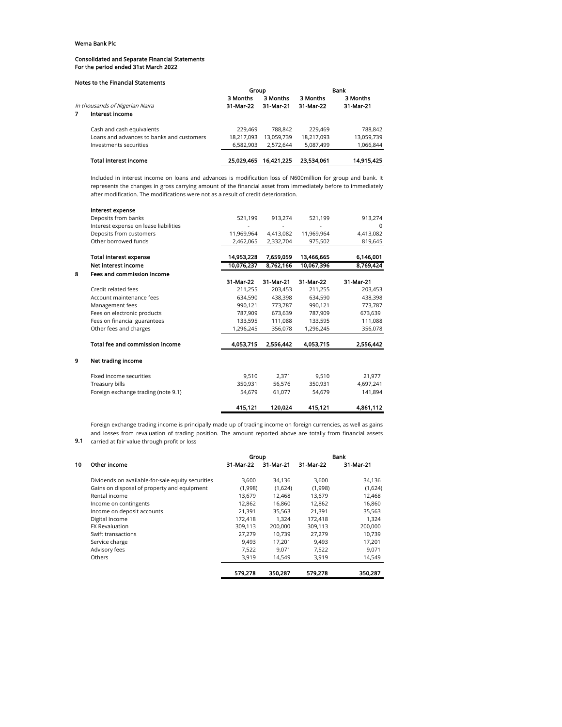Wema Bank Plc

Consolidated and Separate Financial Statements
For the period ended 31st March 2022

Notes to the Financial Statements

| | | Group | | Bank | |
|---|---|---|---|---|---|
| | | 3 Months | 3 Months | 3 Months | 3 Months |
| | *In thousands of Nigerian Naira* | 31-Mar-22 | 31-Mar-21 | 31-Mar-22 | 31-Mar-21 |
| **7** | **Interest income** | | | | |
| | Cash and cash equivalents | 229,469 | 788,842 | 229,469 | 788,842 |
| | Loans and advances to banks and customers | 18,217,093 | 13,059,739 | 18,217,093 | 13,059,739 |
| | Investments securities | 6,582,903 | 2,572,644 | 5,087,499 | 1,066,844 |
| | **Total interest income** | **25,029,465** | **16,421,225** | **23,534,061** | **14,915,425** |

Included in interest income on loans and advances is modification loss of N600million for group and bank. It represents the changes in gross carrying amount of the financial asset from immediately before to immediately after modification. The modifications were not as a result of credit deterioration.

| | Group | | Bank | |
|---|---|---|---|---|
| **Interest expense** | 31-Mar-22 | 31-Mar-21 | 31-Mar-22 | 31-Mar-21 |
| Deposits from banks | 521,199 | 913,274 | 521,199 | 913,274 |
| Interest expense on lease liabilities | - | - | - | 0 |
| Deposits from customers | 11,969,964 | 4,413,082 | 11,969,964 | 4,413,082 |
| Other borrowed funds | 2,462,065 | 2,332,704 | 975,502 | 819,645 |
| **Total interest expense** | **14,953,228** | **7,659,059** | **13,466,665** | **6,146,001** |
| **Net interest income** | **10,076,237** | **8,762,166** | **10,067,396** | **8,769,424** |

| | | 31-Mar-22 | 31-Mar-21 | 31-Mar-22 | 31-Mar-21 |
|---|---|---|---|---|---|
| **8** | **Fees and commission income** | | | | |
| | Credit related fees | 211,255 | 203,453 | 211,255 | 203,453 |
| | Account maintenance fees | 634,590 | 438,398 | 634,590 | 438,398 |
| | Management fees | 990,121 | 773,787 | 990,121 | 773,787 |
| | Fees on electronic products | 787,909 | 673,639 | 787,909 | 673,639 |
| | Fees on financial guarantees | 133,595 | 111,088 | 133,595 | 111,088 |
| | Other fees and charges | 1,296,245 | 356,078 | 1,296,245 | 356,078 |
| | **Total fee and commission income** | **4,053,715** | **2,556,442** | **4,053,715** | **2,556,442** |

| | | 31-Mar-22 | 31-Mar-21 | 31-Mar-22 | 31-Mar-21 |
|---|---|---|---|---|---|
| **9** | **Net trading income** | | | | |
| | Fixed income securities | 9,510 | 2,371 | 9,510 | 21,977 |
| | Treasury bills | 350,931 | 56,576 | 350,931 | 4,697,241 |
| | Foreign exchange trading (note 9.1) | 54,679 | 61,077 | 54,679 | 141,894 |
| | | **415,121** | **120,024** | **415,121** | **4,861,112** |

**9.1** Foreign exchange trading income is principally made up of trading income on foreign currencies, as well as gains and losses from revaluation of trading position. The amount reported above are totally from financial assets carried at fair value through profit or loss

| | | Group | | Bank | |
|---|---|---|---|---|---|
| **10** | **Other income** | **31-Mar-22** | **31-Mar-21** | **31-Mar-22** | **31-Mar-21** |
| | Dividends on available-for-sale equity securities | 3,600 | 34,136 | 3,600 | 34,136 |
| | Gains on disposal of property and equipment | (1,998) | (1,624) | (1,998) | (1,624) |
| | Rental income | 13,679 | 12,468 | 13,679 | 12,468 |
| | Income on contingents | 12,862 | 16,860 | 12,862 | 16,860 |
| | Income on deposit accounts | 21,391 | 35,563 | 21,391 | 35,563 |
| | Digital Income | 172,418 | 1,324 | 172,418 | 1,324 |
| | FX Revaluation | 309,113 | 200,000 | 309,113 | 200,000 |
| | Swift transactions | 27,279 | 10,739 | 27,279 | 10,739 |
| | Service charge | 9,493 | 17,201 | 9,493 | 17,201 |
| | Advisory fees | 7,522 | 9,071 | 7,522 | 9,071 |
| | Others | 3,919 | 14,549 | 3,919 | 14,549 |
| | | **579,278** | **350,287** | **579,278** | **350,287** |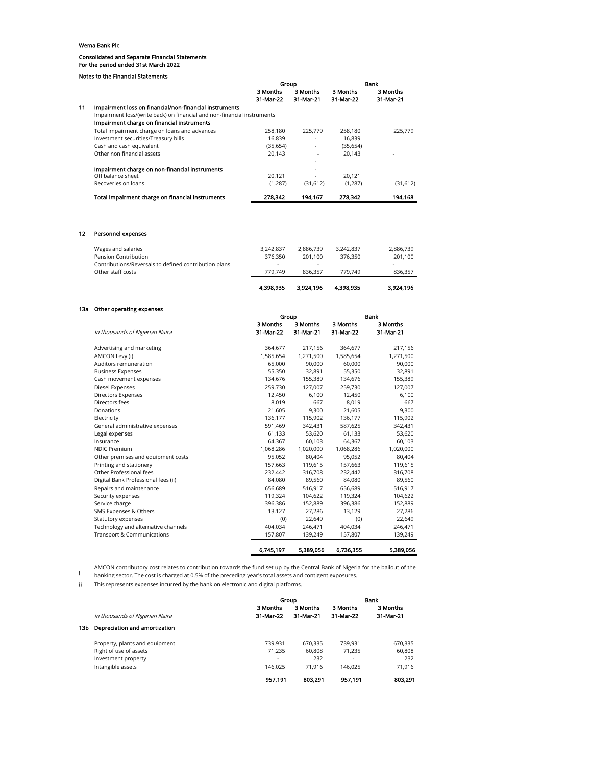Wema Bank Plc

Consolidated and Separate Financial Statements
For the period ended 31st March 2022

Notes to the Financial Statements

| | | Group | | Bank | |
|---|---|---|---|---|---|
| | | 3 Months 31-Mar-22 | 3 Months 31-Mar-21 | 3 Months 31-Mar-22 | 3 Months 31-Mar-21 |
| **11** | **Impairment loss on financial/non-financial instruments** | | | | |
| | Impairment loss/(write back) on financial and non-financial instruments | | | | |
| | **Impairment charge on financial instruments** | | | | |
| | Total impairment charge on loans and advances | 258,180 | 225,779 | 258,180 | 225,779 |
| | Investment securities/Treasury bills | 16,839 | - | 16,839 | |
| | Cash and cash equivalent | (35,654) | - | (35,654) | |
| | Other non financial assets | 20,143 | - | 20,143 | - |
| | | | - | | |
| | **Impairment charge on non-financial instruments** | | - | | |
| | Off balance sheet | 20,121 | - | 20,121 | |
| | Recoveries on loans | (1,287) | (31,612) | (1,287) | (31,612) |
| | **Total impairment charge on financial instruments** | **278,342** | **194,167** | **278,342** | **194,168** |

| | | | | | |
|---|---|---|---|---|---|
| **12** | **Personnel expenses** | | | | |
| | Wages and salaries | 3,242,837 | 2,886,739 | 3,242,837 | 2,886,739 |
| | Pension Contribution | 376,350 | 201,100 | 376,350 | 201,100 |
| | Contributions/Reversals to defined contribution plans | - | - | | - |
| | Other staff costs | 779,749 | 836,357 | 779,749 | 836,357 |
| | | **4,398,935** | **3,924,196** | **4,398,935** | **3,924,196** |

### 13a Other operating expenses

| | Group | | Bank | |
|---|---|---|---|---|
| *In thousands of Nigerian Naira* | 3 Months 31-Mar-22 | 3 Months 31-Mar-21 | 3 Months 31-Mar-22 | 3 Months 31-Mar-21 |
| Advertising and marketing | 364,677 | 217,156 | 364,677 | 217,156 |
| AMCON Levy (i) | 1,585,654 | 1,271,500 | 1,585,654 | 1,271,500 |
| Auditors remuneration | 65,000 | 90,000 | 60,000 | 90,000 |
| Business Expenses | 55,350 | 32,891 | 55,350 | 32,891 |
| Cash movement expenses | 134,676 | 155,389 | 134,676 | 155,389 |
| Diesel Expenses | 259,730 | 127,007 | 259,730 | 127,007 |
| Directors Expenses | 12,450 | 6,100 | 12,450 | 6,100 |
| Directors fees | 8,019 | 667 | 8,019 | 667 |
| Donations | 21,605 | 9,300 | 21,605 | 9,300 |
| Electricity | 136,177 | 115,902 | 136,177 | 115,902 |
| General administrative expenses | 591,469 | 342,431 | 587,625 | 342,431 |
| Legal expenses | 61,133 | 53,620 | 61,133 | 53,620 |
| Insurance | 64,367 | 60,103 | 64,367 | 60,103 |
| NDIC Premium | 1,068,286 | 1,020,000 | 1,068,286 | 1,020,000 |
| Other premises and equipment costs | 95,052 | 80,404 | 95,052 | 80,404 |
| Printing and stationery | 157,663 | 119,615 | 157,663 | 119,615 |
| Other Professional fees | 232,442 | 316,708 | 232,442 | 316,708 |
| Digital Bank Professional fees (ii) | 84,080 | 89,560 | 84,080 | 89,560 |
| Repairs and maintenance | 656,689 | 516,917 | 656,689 | 516,917 |
| Security expenses | 119,324 | 104,622 | 119,324 | 104,622 |
| Service charge | 396,386 | 152,889 | 396,386 | 152,889 |
| SMS Expenses & Others | 13,127 | 27,286 | 13,129 | 27,286 |
| Statutory expenses | (0) | 22,649 | (0) | 22,649 |
| Technology and alternative channels | 404,034 | 246,471 | 404,034 | 246,471 |
| Transport & Communications | 157,807 | 139,249 | 157,807 | 139,249 |
| | **6,745,197** | **5,389,056** | **6,736,355** | **5,389,056** |

i AMCON contributory cost relates to contribution towards the fund set up by the Central Bank of Nigeria for the bailout of the banking sector. The cost is charged at 0.5% of the preceding year's total assets and contigent exposures.

ii This represents expenses incurred by the bank on electronic and digital platforms.

| | Group | | Bank | |
|---|---|---|---|---|
| *In thousands of Nigerian Naira* | 3 Months 31-Mar-22 | 3 Months 31-Mar-21 | 3 Months 31-Mar-22 | 3 Months 31-Mar-21 |
| **13b Depreciation and amortization** | | | | |
| Property, plants and equipment | 739,931 | 670,335 | 739,931 | 670,335 |
| Right of use of assets | 71,235 | 60,808 | 71,235 | 60,808 |
| Investment property | - | 232 | - | 232 |
| Intangible assets | 146,025 | 71,916 | 146,025 | 71,916 |
| | **957,191** | **803,291** | **957,191** | **803,291** |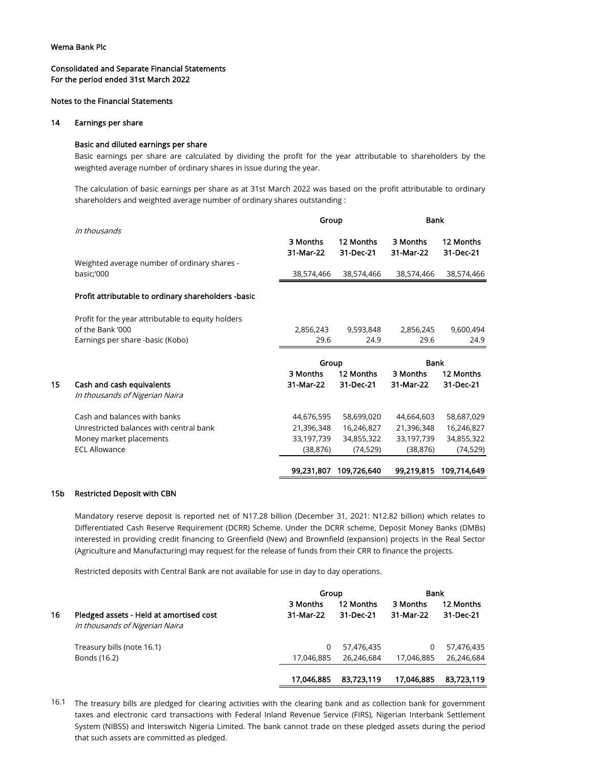Wema Bank Plc

Consolidated and Separate Financial Statements
For the period ended 31st March 2022

Notes to the Financial Statements

## 14 Earnings per share

### Basic and diluted earnings per share

Basic earnings per share are calculated by dividing the profit for the year attributable to shareholders by the weighted average number of ordinary shares in issue during the year.

The calculation of basic earnings per share as at 31st March 2022 was based on the profit attributable to ordinary shareholders and weighted average number of ordinary shares outstanding :

| | Group | | Bank | |
|---|---|---|---|---|
| *In thousands* | 3 Months 31-Mar-22 | 12 Months 31-Dec-21 | 3 Months 31-Mar-22 | 12 Months 31-Dec-21 |
| Weighted average number of ordinary shares - basic;'000 | 38,574,466 | 38,574,466 | 38,574,466 | 38,574,466 |
| **Profit attributable to ordinary shareholders -basic** | | | | |
| Profit for the year attributable to equity holders of the Bank '000 | 2,856,243 | 9,593,848 | 2,856,245 | 9,600,494 |
| Earnings per share -basic (Kobo) | 29.6 | 24.9 | 29.6 | 24.9 |

## 15 Cash and cash equivalents

| | Group | | Bank | |
|---|---|---|---|---|
| *In thousands of Nigerian Naira* | 3 Months 31-Mar-22 | 12 Months 31-Dec-21 | 3 Months 31-Mar-22 | 12 Months 31-Dec-21 |
| Cash and balances with banks | 44,676,595 | 58,699,020 | 44,664,603 | 58,687,029 |
| Unrestricted balances with central bank | 21,396,348 | 16,246,827 | 21,396,348 | 16,246,827 |
| Money market placements | 33,197,739 | 34,855,322 | 33,197,739 | 34,855,322 |
| ECL Allowance | (38,876) | (74,529) | (38,876) | (74,529) |
| | **99,231,807** | **109,726,640** | **99,219,815** | **109,714,649** |

## 15b Restricted Deposit with CBN

Mandatory reserve deposit is reported net of N17.28 billion (December 31, 2021: N12.82 billion) which relates to Differentiated Cash Reserve Requirement (DCRR) Scheme. Under the DCRR scheme, Deposit Money Banks (DMBs) interested in providing credit financing to Greenfield (New) and Brownfield (expansion) projects in the Real Sector (Agriculture and Manufacturing) may request for the release of funds from their CRR to finance the projects.

Restricted deposits with Central Bank are not available for use in day to day operations.

## 16 Pledged assets - Held at amortised cost

| | Group | | Bank | |
|---|---|---|---|---|
| *In thousands of Nigerian Naira* | 3 Months 31-Mar-22 | 12 Months 31-Dec-21 | 3 Months 31-Mar-22 | 12 Months 31-Dec-21 |
| Treasury bills (note 16.1) | 0 | 57,476,435 | 0 | 57,476,435 |
| Bonds (16.2) | 17,046,885 | 26,246,684 | 17,046,885 | 26,246,684 |
| | **17,046,885** | **83,723,119** | **17,046,885** | **83,723,119** |

16.1 The treasury bills are pledged for clearing activities with the clearing bank and as collection bank for government taxes and electronic card transactions with Federal Inland Revenue Service (FIRS), Nigerian Interbank Settlement System (NIBSS) and Interswitch Nigeria Limited. The bank cannot trade on these pledged assets during the period that such assets are committed as pledged.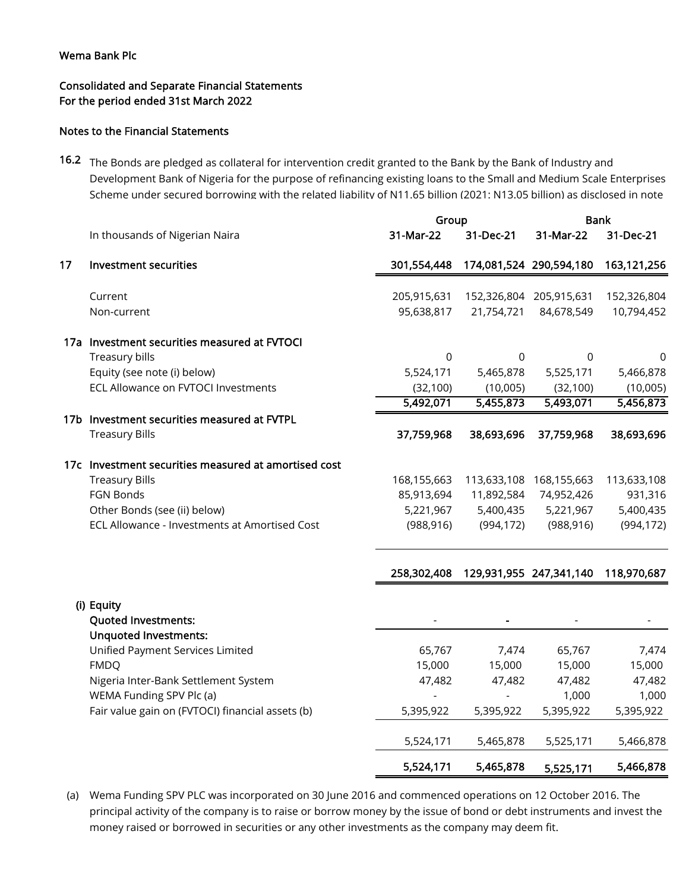Wema Bank Plc

Consolidated and Separate Financial Statements
For the period ended 31st March 2022

Notes to the Financial Statements

16.2 The Bonds are pledged as collateral for intervention credit granted to the Bank by the Bank of Industry and Development Bank of Nigeria for the purpose of refinancing existing loans to the Small and Medium Scale Enterprises Scheme under secured borrowing with the related liability of N11.65 billion (2021: N13.05 billion) as disclosed in note

| | | Group | | Bank | |
|---|---|---|---|---|---|
| | In thousands of Nigerian Naira | 31-Mar-22 | 31-Dec-21 | 31-Mar-22 | 31-Dec-21 |
| 17 | **Investment securities** | **301,554,448** | **174,081,524** | **290,594,180** | **163,121,256** |
| | Current | 205,915,631 | 152,326,804 | 205,915,631 | 152,326,804 |
| | Non-current | 95,638,817 | 21,754,721 | 84,678,549 | 10,794,452 |
| 17a | **Investment securities measured at FVTOCI** | | | | |
| | Treasury bills | 0 | 0 | 0 | 0 |
| | Equity (see note (i) below) | 5,524,171 | 5,465,878 | 5,525,171 | 5,466,878 |
| | ECL Allowance on FVTOCI Investments | (32,100) | (10,005) | (32,100) | (10,005) |
| | | **5,492,071** | **5,455,873** | **5,493,071** | **5,456,873** |
| 17b | **Investment securities measured at FVTPL** | | | | |
| | Treasury Bills | **37,759,968** | **38,693,696** | **37,759,968** | **38,693,696** |
| 17c | **Investment securities measured at amortised cost** | | | | |
| | Treasury Bills | 168,155,663 | 113,633,108 | 168,155,663 | 113,633,108 |
| | FGN Bonds | 85,913,694 | 11,892,584 | 74,952,426 | 931,316 |
| | Other Bonds (see (ii) below) | 5,221,967 | 5,400,435 | 5,221,967 | 5,400,435 |
| | ECL Allowance - Investments at Amortised Cost | (988,916) | (994,172) | (988,916) | (994,172) |
| | | **258,302,408** | **129,931,955** | **247,341,140** | **118,970,687** |
| (i) | **Equity** | | | | |
| | **Quoted Investments:** | - | - | - | - |
| | **Unquoted Investments:** | | | | |
| | Unified Payment Services Limited | 65,767 | 7,474 | 65,767 | 7,474 |
| | FMDQ | 15,000 | 15,000 | 15,000 | 15,000 |
| | Nigeria Inter-Bank Settlement System | 47,482 | 47,482 | 47,482 | 47,482 |
| | WEMA Funding SPV Plc (a) | - | - | 1,000 | 1,000 |
| | Fair value gain on (FVTOCI) financial assets (b) | 5,395,922 | 5,395,922 | 5,395,922 | 5,395,922 |
| | | 5,524,171 | 5,465,878 | 5,525,171 | 5,466,878 |
| | | **5,524,171** | **5,465,878** | **5,525,171** | **5,466,878** |

(a) Wema Funding SPV PLC was incorporated on 30 June 2016 and commenced operations on 12 October 2016. The principal activity of the company is to raise or borrow money by the issue of bond or debt instruments and invest the money raised or borrowed in securities or any other investments as the company may deem fit.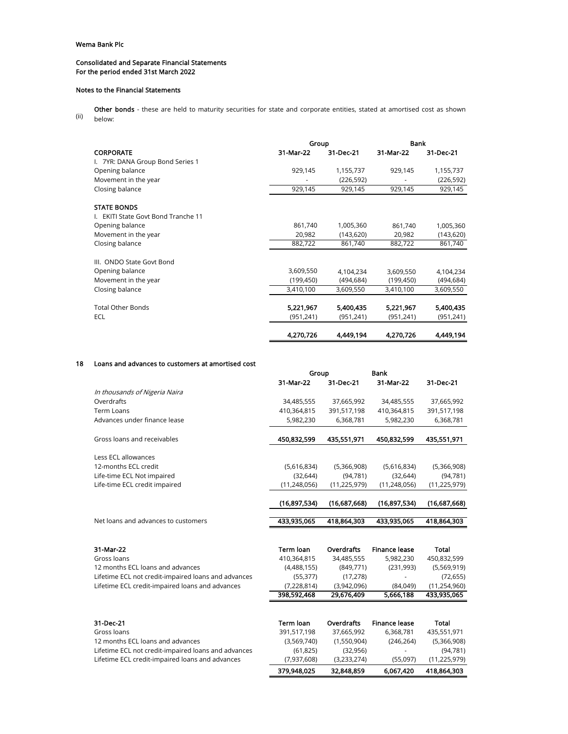Wema Bank Plc

Consolidated and Separate Financial Statements
For the period ended 31st March 2022

Notes to the Financial Statements

(ii) **Other bonds** - these are held to maturity securities for state and corporate entities, stated at amortised cost as shown below:

| | Group | | Bank | |
|---|---|---|---|---|
| **CORPORATE** | **31-Mar-22** | **31-Dec-21** | **31-Mar-22** | **31-Dec-21** |
| I. 7YR: DANA Group Bond Series 1 | | | | |
| Opening balance | 929,145 | 1,155,737 | 929,145 | 1,155,737 |
| Movement in the year | - | (226,592) | - | (226,592) |
| Closing balance | 929,145 | 929,145 | 929,145 | 929,145 |
| | | | | |
| **STATE BONDS** | | | | |
| I. EKITI State Govt Bond Tranche 11 | | | | |
| Opening balance | 861,740 | 1,005,360 | 861,740 | 1,005,360 |
| Movement in the year | 20,982 | (143,620) | 20,982 | (143,620) |
| Closing balance | 882,722 | 861,740 | 882,722 | 861,740 |
| | | | | |
| III. ONDO State Govt Bond | | | | |
| Opening balance | 3,609,550 | 4,104,234 | 3,609,550 | 4,104,234 |
| Movement in the year | (199,450) | (494,684) | (199,450) | (494,684) |
| Closing balance | 3,410,100 | 3,609,550 | 3,410,100 | 3,609,550 |
| | | | | |
| Total Other Bonds | **5,221,967** | **5,400,435** | **5,221,967** | **5,400,435** |
| ECL | (951,241) | (951,241) | (951,241) | (951,241) |
| | **4,270,726** | **4,449,194** | **4,270,726** | **4,449,194** |

## 18 Loans and advances to customers at amortised cost

| | Group | | Bank | |
|---|---|---|---|---|
| | **31-Mar-22** | **31-Dec-21** | **31-Mar-22** | **31-Dec-21** |
| *In thousands of Nigeria Naira* | | | | |
| Overdrafts | 34,485,555 | 37,665,992 | 34,485,555 | 37,665,992 |
| Term Loans | 410,364,815 | 391,517,198 | 410,364,815 | 391,517,198 |
| Advances under finance lease | 5,982,230 | 6,368,781 | 5,982,230 | 6,368,781 |
| | | | | |
| Gross loans and receivables | **450,832,599** | **435,551,971** | **450,832,599** | **435,551,971** |
| | | | | |
| Less ECL allowances | | | | |
| 12-months ECL credit | (5,616,834) | (5,366,908) | (5,616,834) | (5,366,908) |
| Life-time ECL Not impaired | (32,644) | (94,781) | (32,644) | (94,781) |
| Life-time ECL credit impaired | (11,248,056) | (11,225,979) | (11,248,056) | (11,225,979) |
| | **(16,897,534)** | **(16,687,668)** | **(16,897,534)** | **(16,687,668)** |
| | | | | |
| Net loans and advances to customers | **433,935,065** | **418,864,303** | **433,935,065** | **418,864,303** |

| **31-Mar-22** | **Term loan** | **Overdrafts** | **Finance lease** | **Total** |
|---|---|---|---|---|
| Gross loans | 410,364,815 | 34,485,555 | 5,982,230 | 450,832,599 |
| 12 months ECL loans and advances | (4,488,155) | (849,771) | (231,993) | (5,569,919) |
| Lifetime ECL not credit-impaired loans and advances | (55,377) | (17,278) | - | (72,655) |
| Lifetime ECL credit-impaired loans and advances | (7,228,814) | (3,942,096) | (84,049) | (11,254,960) |
| | **398,592,468** | **29,676,409** | **5,666,188** | **433,935,065** |

| **31-Dec-21** | **Term loan** | **Overdrafts** | **Finance lease** | **Total** |
|---|---|---|---|---|
| Gross loans | 391,517,198 | 37,665,992 | 6,368,781 | 435,551,971 |
| 12 months ECL loans and advances | (3,569,740) | (1,550,904) | (246,264) | (5,366,908) |
| Lifetime ECL not credit-impaired loans and advances | (61,825) | (32,956) | - | (94,781) |
| Lifetime ECL credit-impaired loans and advances | (7,937,608) | (3,233,274) | (55,097) | (11,225,979) |
| | **379,948,025** | **32,848,859** | **6,067,420** | **418,864,303** |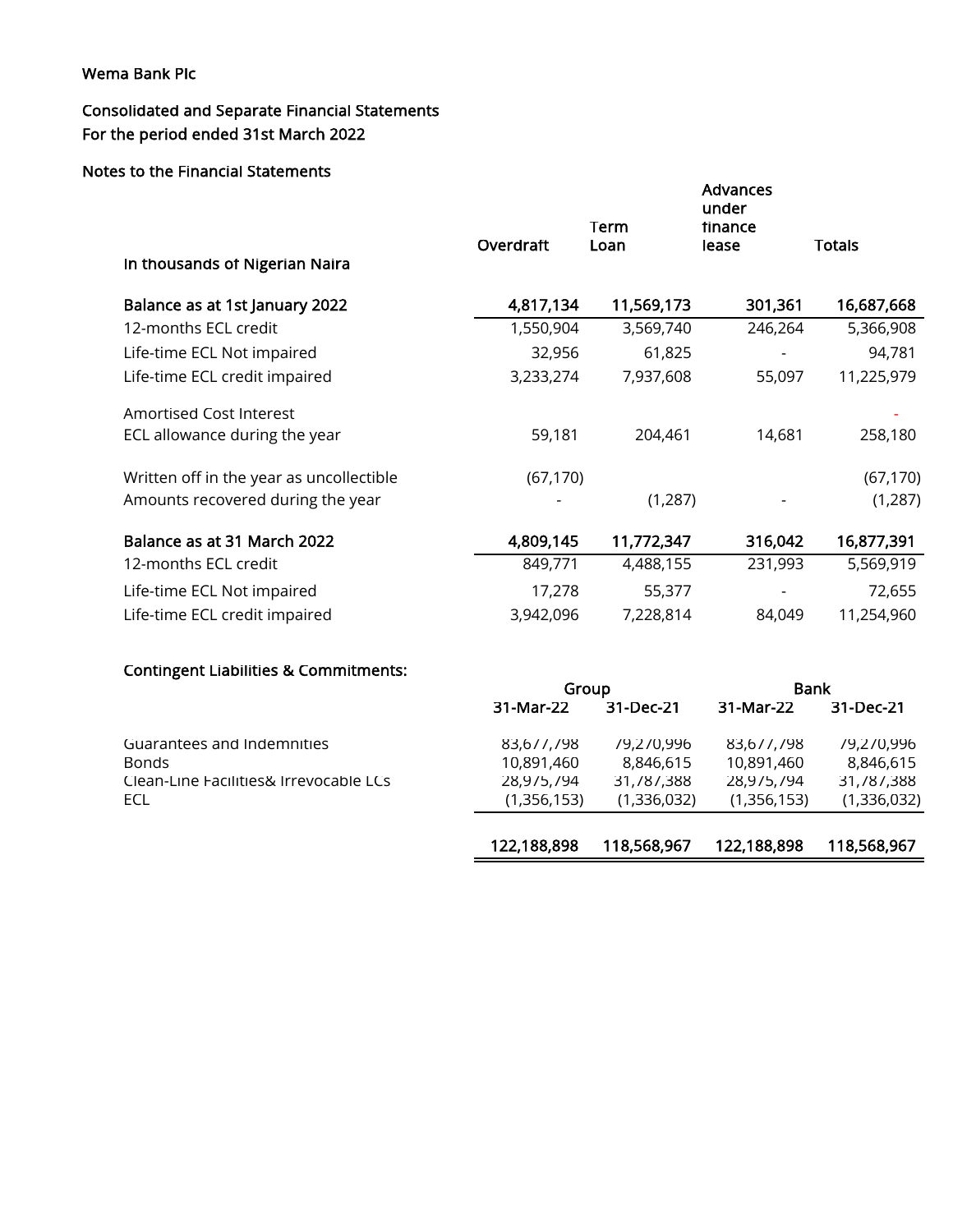Wema Bank Plc

Consolidated and Separate Financial Statements
For the period ended 31st March 2022

Notes to the Financial Statements

| In thousands of Nigerian Naira | Overdraft | Term Loan | Advances under finance lease | Totals |
|---|---|---|---|---|
| **Balance as at 1st January 2022** | **4,817,134** | **11,569,173** | **301,361** | **16,687,668** |
| 12-months ECL credit | 1,550,904 | 3,569,740 | 246,264 | 5,366,908 |
| Life-time ECL Not impaired | 32,956 | 61,825 | - | 94,781 |
| Life-time ECL credit impaired | 3,233,274 | 7,937,608 | 55,097 | 11,225,979 |
| Amortised Cost Interest | | | | - |
| ECL allowance during the year | 59,181 | 204,461 | 14,681 | 258,180 |
| Written off in the year as uncollectible | (67,170) | | | (67,170) |
| Amounts recovered during the year | - | (1,287) | - | (1,287) |
| **Balance as at 31 March 2022** | **4,809,145** | **11,772,347** | **316,042** | **16,877,391** |
| 12-months ECL credit | 849,771 | 4,488,155 | 231,993 | 5,569,919 |
| Life-time ECL Not impaired | 17,278 | 55,377 | - | 72,655 |
| Life-time ECL credit impaired | 3,942,096 | 7,228,814 | 84,049 | 11,254,960 |

**Contingent Liabilities & Commitments:**

| | Group | | Bank | |
|---|---|---|---|---|
| | 31-Mar-22 | 31-Dec-21 | 31-Mar-22 | 31-Dec-21 |
| Guarantees and Indemnities | 83,677,798 | 79,270,996 | 83,677,798 | 79,270,996 |
| Bonds | 10,891,460 | 8,846,615 | 10,891,460 | 8,846,615 |
| Clean-Line Facilities& Irrevocable LCs | 28,975,794 | 31,787,388 | 28,975,794 | 31,787,388 |
| ECL | (1,356,153) | (1,336,032) | (1,356,153) | (1,336,032) |
| | **122,188,898** | **118,568,967** | **122,188,898** | **118,568,967** |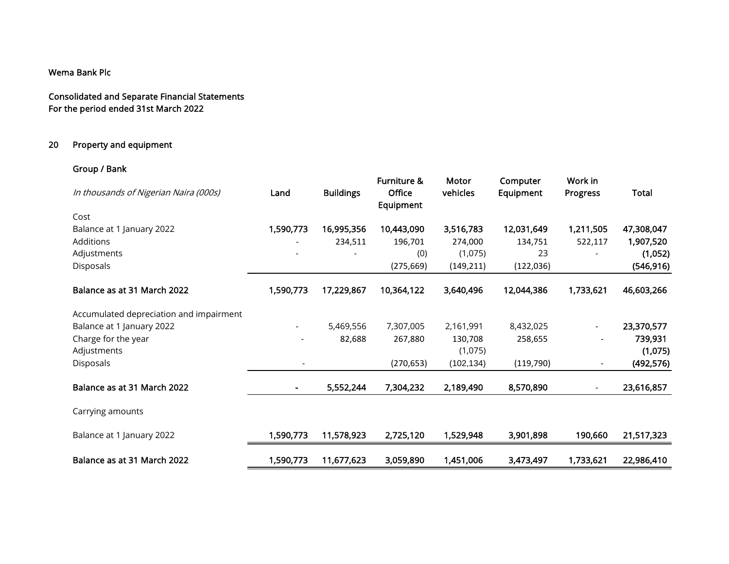Wema Bank Plc

Consolidated and Separate Financial Statements
For the period ended 31st March 2022

## 20 Property and equipment

### Group / Bank

| *In thousands of Nigerian Naira (000s)* | Land | Buildings | Furniture & Office Equipment | Motor vehicles | Computer Equipment | Work in Progress | Total |
|---|---|---|---|---|---|---|---|
| Cost | | | | | | | |
| Balance at 1 January 2022 | **1,590,773** | **16,995,356** | **10,443,090** | **3,516,783** | **12,031,649** | **1,211,505** | **47,308,047** |
| Additions | - | 234,511 | 196,701 | 274,000 | 134,751 | 522,117 | **1,907,520** |
| Adjustments | - | - | (0) | (1,075) | 23 | - | **(1,052)** |
| Disposals | | | (275,669) | (149,211) | (122,036) | | **(546,916)** |
| **Balance as at 31 March 2022** | **1,590,773** | **17,229,867** | **10,364,122** | **3,640,496** | **12,044,386** | **1,733,621** | **46,603,266** |
| Accumulated depreciation and impairment | | | | | | | |
| Balance at 1 January 2022 | - | 5,469,556 | 7,307,005 | 2,161,991 | 8,432,025 | - | **23,370,577** |
| Charge for the year | - | 82,688 | 267,880 | 130,708 | 258,655 | - | **739,931** |
| Adjustments | | | | (1,075) | | | **(1,075)** |
| Disposals | - | | (270,653) | (102,134) | (119,790) | - | **(492,576)** |
| **Balance as at 31 March 2022** | **-** | **5,552,244** | **7,304,232** | **2,189,490** | **8,570,890** | - | **23,616,857** |
| Carrying amounts | | | | | | | |
| Balance at 1 January 2022 | **1,590,773** | **11,578,923** | **2,725,120** | **1,529,948** | **3,901,898** | **190,660** | **21,517,323** |
| **Balance as at 31 March 2022** | **1,590,773** | **11,677,623** | **3,059,890** | **1,451,006** | **3,473,497** | **1,733,621** | **22,986,410** |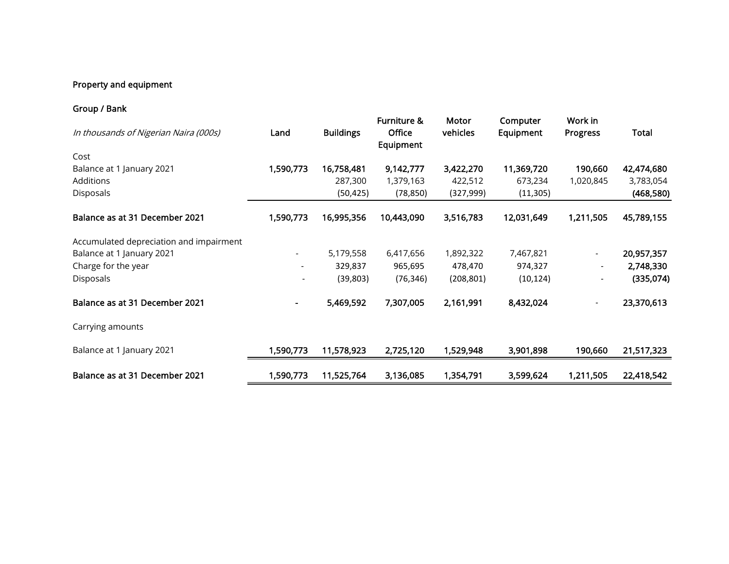Property and equipment

Group / Bank

| *In thousands of Nigerian Naira (000s)* | Land | Buildings | Furniture & Office Equipment | Motor vehicles | Computer Equipment | Work in Progress | Total |
|---|---|---|---|---|---|---|---|
| Cost | | | | | | | |
| Balance at 1 January 2021 | **1,590,773** | **16,758,481** | **9,142,777** | **3,422,270** | **11,369,720** | **190,660** | **42,474,680** |
| Additions | | 287,300 | 1,379,163 | 422,512 | 673,234 | 1,020,845 | 3,783,054 |
| Disposals | | (50,425) | (78,850) | (327,999) | (11,305) | | **(468,580)** |
| **Balance as at 31 December 2021** | **1,590,773** | **16,995,356** | **10,443,090** | **3,516,783** | **12,031,649** | **1,211,505** | **45,789,155** |
| Accumulated depreciation and impairment | | | | | | | |
| Balance at 1 January 2021 | - | 5,179,558 | 6,417,656 | 1,892,322 | 7,467,821 | - | **20,957,357** |
| Charge for the year | - | 329,837 | 965,695 | 478,470 | 974,327 | - | **2,748,330** |
| Disposals | - | (39,803) | (76,346) | (208,801) | (10,124) | - | **(335,074)** |
| **Balance as at 31 December 2021** | **-** | **5,469,592** | **7,307,005** | **2,161,991** | **8,432,024** | - | **23,370,613** |
| Carrying amounts | | | | | | | |
| Balance at 1 January 2021 | 1,590,773 | 11,578,923 | 2,725,120 | 1,529,948 | 3,901,898 | 190,660 | 21,517,323 |
| **Balance as at 31 December 2021** | 1,590,773 | 11,525,764 | 3,136,085 | 1,354,791 | 3,599,624 | 1,211,505 | 22,418,542 |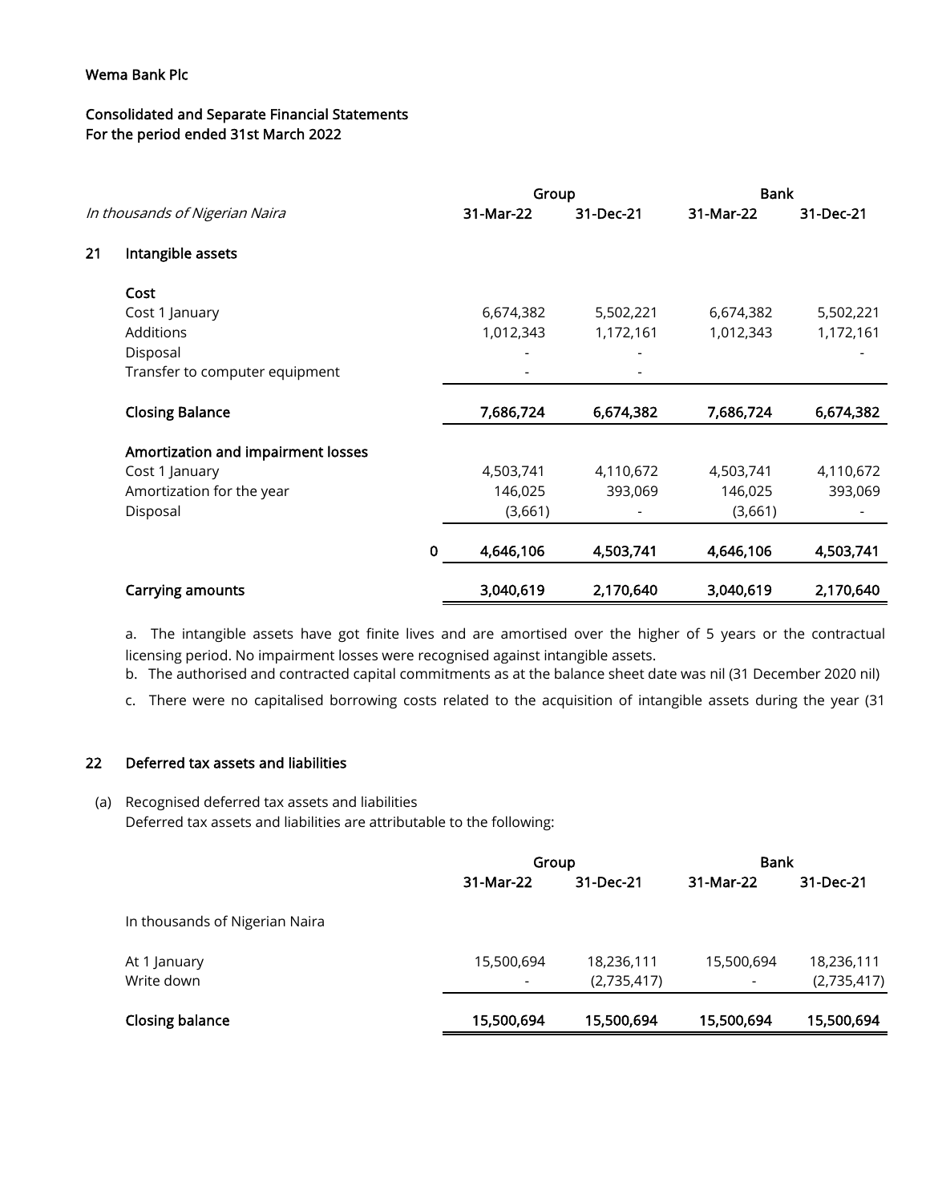Wema Bank Plc

Consolidated and Separate Financial Statements
For the period ended 31st March 2022

| *In thousands of Nigerian Naira* | | Group | | Bank | |
|---|---|---|---|---|---|
| | | 31-Mar-22 | 31-Dec-21 | 31-Mar-22 | 31-Dec-21 |
| **21** | **Intangible assets** | | | | |
| | **Cost** | | | | |
| | Cost 1 January | 6,674,382 | 5,502,221 | 6,674,382 | 5,502,221 |
| | Additions | 1,012,343 | 1,172,161 | 1,012,343 | 1,172,161 |
| | Disposal | - | - | | - |
| | Transfer to computer equipment | - | - | | |
| | **Closing Balance** | **7,686,724** | **6,674,382** | **7,686,724** | **6,674,382** |
| | **Amortization and impairment losses** | | | | |
| | Cost 1 January | 4,503,741 | 4,110,672 | 4,503,741 | 4,110,672 |
| | Amortization for the year | 146,025 | 393,069 | 146,025 | 393,069 |
| | Disposal | (3,661) | - | (3,661) | - |
| | 0 | **4,646,106** | **4,503,741** | **4,646,106** | **4,503,741** |
| | **Carrying amounts** | **3,040,619** | **2,170,640** | **3,040,619** | **2,170,640** |

a. The intangible assets have got finite lives and are amortised over the higher of 5 years or the contractual licensing period. No impairment losses were recognised against intangible assets.

b. The authorised and contracted capital commitments as at the balance sheet date was nil (31 December 2020 nil)

c. There were no capitalised borrowing costs related to the acquisition of intangible assets during the year (31

## 22 Deferred tax assets and liabilities

(a) Recognised deferred tax assets and liabilities
Deferred tax assets and liabilities are attributable to the following:

| | Group | | Bank | |
|---|---|---|---|---|
| | 31-Mar-22 | 31-Dec-21 | 31-Mar-22 | 31-Dec-21 |
| In thousands of Nigerian Naira | | | | |
| At 1 January | 15,500,694 | 18,236,111 | 15,500,694 | 18,236,111 |
| Write down | - | (2,735,417) | - | (2,735,417) |
| **Closing balance** | **15,500,694** | **15,500,694** | **15,500,694** | **15,500,694** |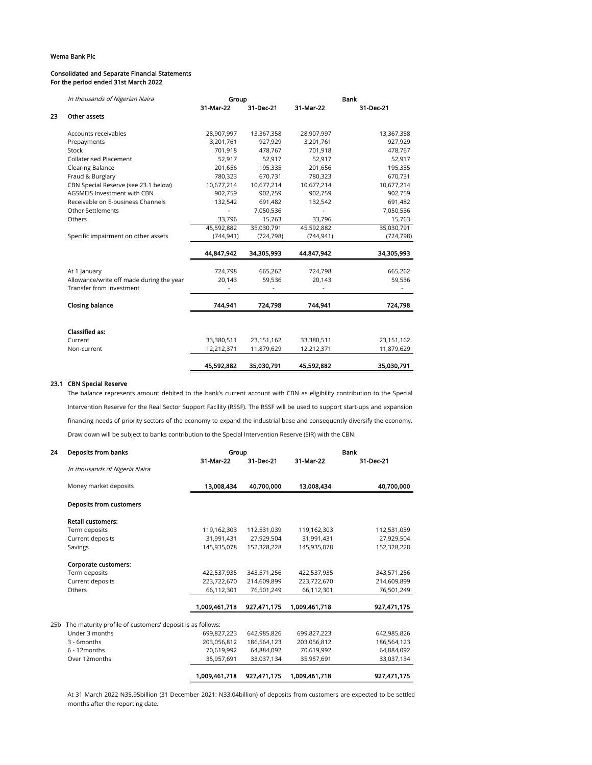Wema Bank Plc

Consolidated and Separate Financial Statements
For the period ended 31st March 2022

| *In thousands of Nigerian Naira* | Group | | Bank | |
|---|---|---|---|---|
| | 31-Mar-22 | 31-Dec-21 | 31-Mar-22 | 31-Dec-21 |
| **23 Other assets** | | | | |
| Accounts receivables | 28,907,997 | 13,367,358 | 28,907,997 | 13,367,358 |
| Prepayments | 3,201,761 | 927,929 | 3,201,761 | 927,929 |
| Stock | 701,918 | 478,767 | 701,918 | 478,767 |
| Collaterised Placement | 52,917 | 52,917 | 52,917 | 52,917 |
| Clearing Balance | 201,656 | 195,335 | 201,656 | 195,335 |
| Fraud & Burglary | 780,323 | 670,731 | 780,323 | 670,731 |
| CBN Special Reserve (see 23.1 below) | 10,677,214 | 10,677,214 | 10,677,214 | 10,677,214 |
| AGSMEIS Investment with CBN | 902,759 | 902,759 | 902,759 | 902,759 |
| Receivable on E-business Channels | 132,542 | 691,482 | 132,542 | 691,482 |
| Other Settlements | - | 7,050,536 | - | 7,050,536 |
| Others | 33,796 | 15,763 | 33,796 | 15,763 |
| | 45,592,882 | 35,030,791 | 45,592,882 | 35,030,791 |
| Specific impairment on other assets | (744,941) | (724,798) | (744,941) | (724,798) |
| | **44,847,942** | **34,305,993** | **44,847,942** | **34,305,993** |
| At 1 January | 724,798 | 665,262 | 724,798 | 665,262 |
| Allowance/write off made during the year | 20,143 | 59,536 | 20,143 | 59,536 |
| Transfer from investment | - | - | - | - |
| **Closing balance** | **744,941** | **724,798** | **744,941** | **724,798** |
| **Classified as:** | | | | |
| Current | 33,380,511 | 23,151,162 | 33,380,511 | 23,151,162 |
| Non-current | 12,212,371 | 11,879,629 | 12,212,371 | 11,879,629 |
| | **45,592,882** | **35,030,791** | **45,592,882** | **35,030,791** |

**23.1 CBN Special Reserve**

The balance represents amount debited to the bank's current account with CBN as eligibility contribution to the Special Intervention Reserve for the Real Sector Support Facility (RSSF). The RSSF will be used to support start-ups and expansion financing needs of priority sectors of the economy to expand the industrial base and consequently diversify the economy. Draw down will be subject to banks contribution to the Special Intervention Reserve (SIR) with the CBN.

| **24 Deposits from banks** | Group | | Bank | |
|---|---|---|---|---|
| *In thousands of Nigeria Naira* | 31-Mar-22 | 31-Dec-21 | 31-Mar-22 | 31-Dec-21 |
| Money market deposits | **13,008,434** | **40,700,000** | **13,008,434** | **40,700,000** |
| **Deposits from customers** | | | | |
| **Retail customers:** | | | | |
| Term deposits | 119,162,303 | 112,531,039 | 119,162,303 | 112,531,039 |
| Current deposits | 31,991,431 | 27,929,504 | 31,991,431 | 27,929,504 |
| Savings | 145,935,078 | 152,328,228 | 145,935,078 | 152,328,228 |
| **Corporate customers:** | | | | |
| Term deposits | 422,537,935 | 343,571,256 | 422,537,935 | 343,571,256 |
| Current deposits | 223,722,670 | 214,609,899 | 223,722,670 | 214,609,899 |
| Others | 66,112,301 | 76,501,249 | 66,112,301 | 76,501,249 |
| | **1,009,461,718** | **927,471,175** | **1,009,461,718** | **927,471,175** |
| 25b The maturity profile of customers' deposit is as follows: | | | | |
| Under 3 months | 699,827,223 | 642,985,826 | 699,827,223 | 642,985,826 |
| 3 - 6months | 203,056,812 | 186,564,123 | 203,056,812 | 186,564,123 |
| 6 - 12months | 70,619,992 | 64,884,092 | 70,619,992 | 64,884,092 |
| Over 12months | 35,957,691 | 33,037,134 | 35,957,691 | 33,037,134 |
| | **1,009,461,718** | **927,471,175** | **1,009,461,718** | **927,471,175** |

At 31 March 2022 N35.95billion (31 December 2021: N33.04billion) of deposits from customers are expected to be settled months after the reporting date.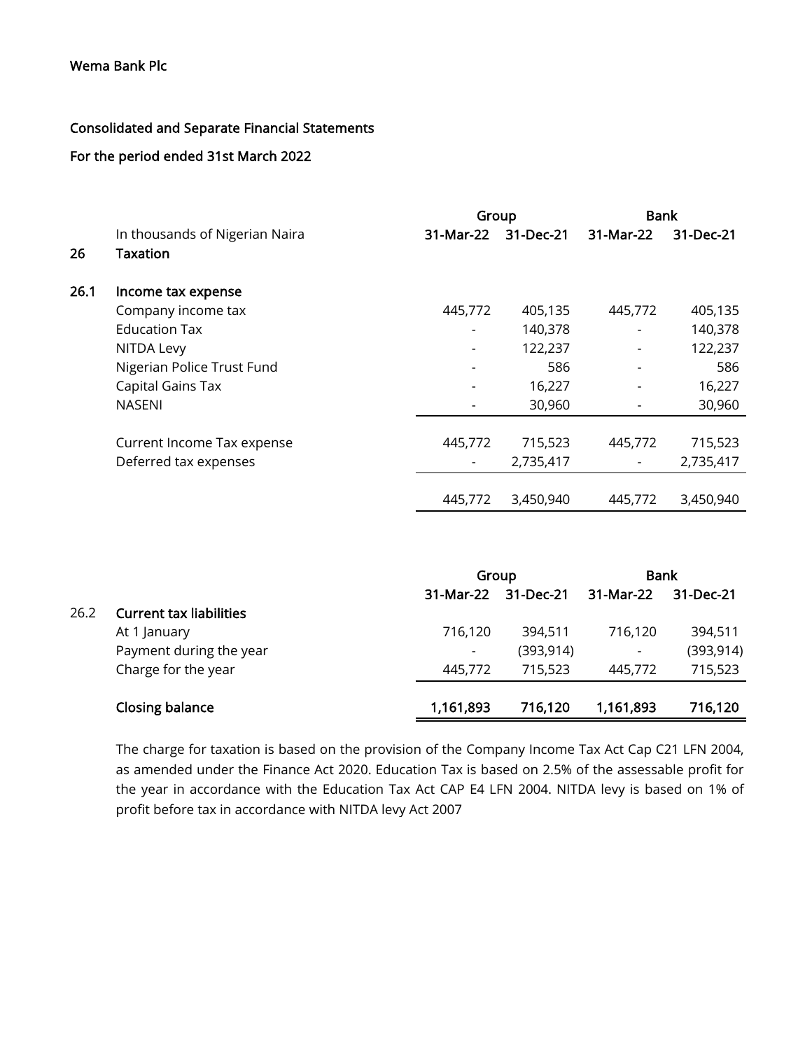Wema Bank Plc

## Consolidated and Separate Financial Statements

## For the period ended 31st March 2022

| | | Group | | Bank | |
|---|---|---|---|---|---|
| | In thousands of Nigerian Naira | 31-Mar-22 | 31-Dec-21 | 31-Mar-22 | 31-Dec-21 |
| **26** | **Taxation** | | | | |
| **26.1** | **Income tax expense** | | | | |
| | Company income tax | 445,772 | 405,135 | 445,772 | 405,135 |
| | Education Tax | - | 140,378 | - | 140,378 |
| | NITDA Levy | - | 122,237 | - | 122,237 |
| | Nigerian Police Trust Fund | - | 586 | - | 586 |
| | Capital Gains Tax | - | 16,227 | - | 16,227 |
| | NASENI | - | 30,960 | - | 30,960 |
| | Current Income Tax expense | 445,772 | 715,523 | 445,772 | 715,523 |
| | Deferred tax expenses | - | 2,735,417 | - | 2,735,417 |
| | | 445,772 | 3,450,940 | 445,772 | 3,450,940 |

| | | Group | | Bank | |
|---|---|---|---|---|---|
| | | 31-Mar-22 | 31-Dec-21 | 31-Mar-22 | 31-Dec-21 |
| 26.2 | **Current tax liabilities** | | | | |
| | At 1 January | 716,120 | 394,511 | 716,120 | 394,511 |
| | Payment during the year | - | (393,914) | - | (393,914) |
| | Charge for the year | 445,772 | 715,523 | 445,772 | 715,523 |
| | **Closing balance** | **1,161,893** | **716,120** | **1,161,893** | **716,120** |

The charge for taxation is based on the provision of the Company Income Tax Act Cap C21 LFN 2004, as amended under the Finance Act 2020. Education Tax is based on 2.5% of the assessable profit for the year in accordance with the Education Tax Act CAP E4 LFN 2004. NITDA levy is based on 1% of profit before tax in accordance with NITDA levy Act 2007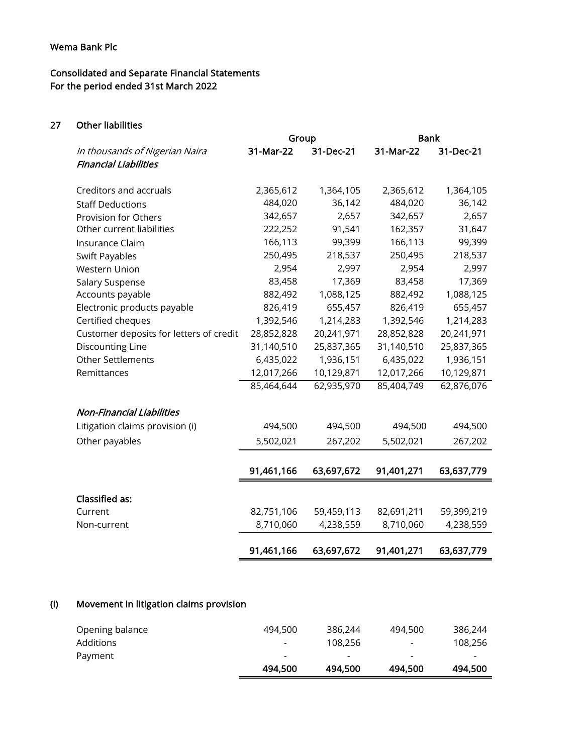Wema Bank Plc

Consolidated and Separate Financial Statements
For the period ended 31st March 2022

## 27 Other liabilities

| | Group | | Bank | |
|---|---|---|---|---|
| *In thousands of Nigerian Naira* | **31-Mar-22** | **31-Dec-21** | **31-Mar-22** | **31-Dec-21** |
| ***Financial Liabilities*** | | | | |
| Creditors and accruals | 2,365,612 | 1,364,105 | 2,365,612 | 1,364,105 |
| Staff Deductions | 484,020 | 36,142 | 484,020 | 36,142 |
| Provision for Others | 342,657 | 2,657 | 342,657 | 2,657 |
| Other current liabilities | 222,252 | 91,541 | 162,357 | 31,647 |
| Insurance Claim | 166,113 | 99,399 | 166,113 | 99,399 |
| Swift Payables | 250,495 | 218,537 | 250,495 | 218,537 |
| Western Union | 2,954 | 2,997 | 2,954 | 2,997 |
| Salary Suspense | 83,458 | 17,369 | 83,458 | 17,369 |
| Accounts payable | 882,492 | 1,088,125 | 882,492 | 1,088,125 |
| Electronic products payable | 826,419 | 655,457 | 826,419 | 655,457 |
| Certified cheques | 1,392,546 | 1,214,283 | 1,392,546 | 1,214,283 |
| Customer deposits for letters of credit | 28,852,828 | 20,241,971 | 28,852,828 | 20,241,971 |
| Discounting Line | 31,140,510 | 25,837,365 | 31,140,510 | 25,837,365 |
| Other Settlements | 6,435,022 | 1,936,151 | 6,435,022 | 1,936,151 |
| Remittances | 12,017,266 | 10,129,871 | 12,017,266 | 10,129,871 |
| | 85,464,644 | 62,935,970 | 85,404,749 | 62,876,076 |
| ***Non-Financial Liabilities*** | | | | |
| Litigation claims provision (i) | 494,500 | 494,500 | 494,500 | 494,500 |
| Other payables | 5,502,021 | 267,202 | 5,502,021 | 267,202 |
| | **91,461,166** | **63,697,672** | **91,401,271** | **63,637,779** |
| **Classified as:** | | | | |
| Current | 82,751,106 | 59,459,113 | 82,691,211 | 59,399,219 |
| Non-current | 8,710,060 | 4,238,559 | 8,710,060 | 4,238,559 |
| | **91,461,166** | **63,697,672** | **91,401,271** | **63,637,779** |

### (i) Movement in litigation claims provision

| | Group 31-Mar-22 | Group 31-Dec-21 | Bank 31-Mar-22 | Bank 31-Dec-21 |
|---|---|---|---|---|
| Opening balance | 494,500 | 386,244 | 494,500 | 386,244 |
| Additions | - | 108,256 | - | 108,256 |
| Payment | - | - | - | - |
| | **494,500** | **494,500** | **494,500** | **494,500** |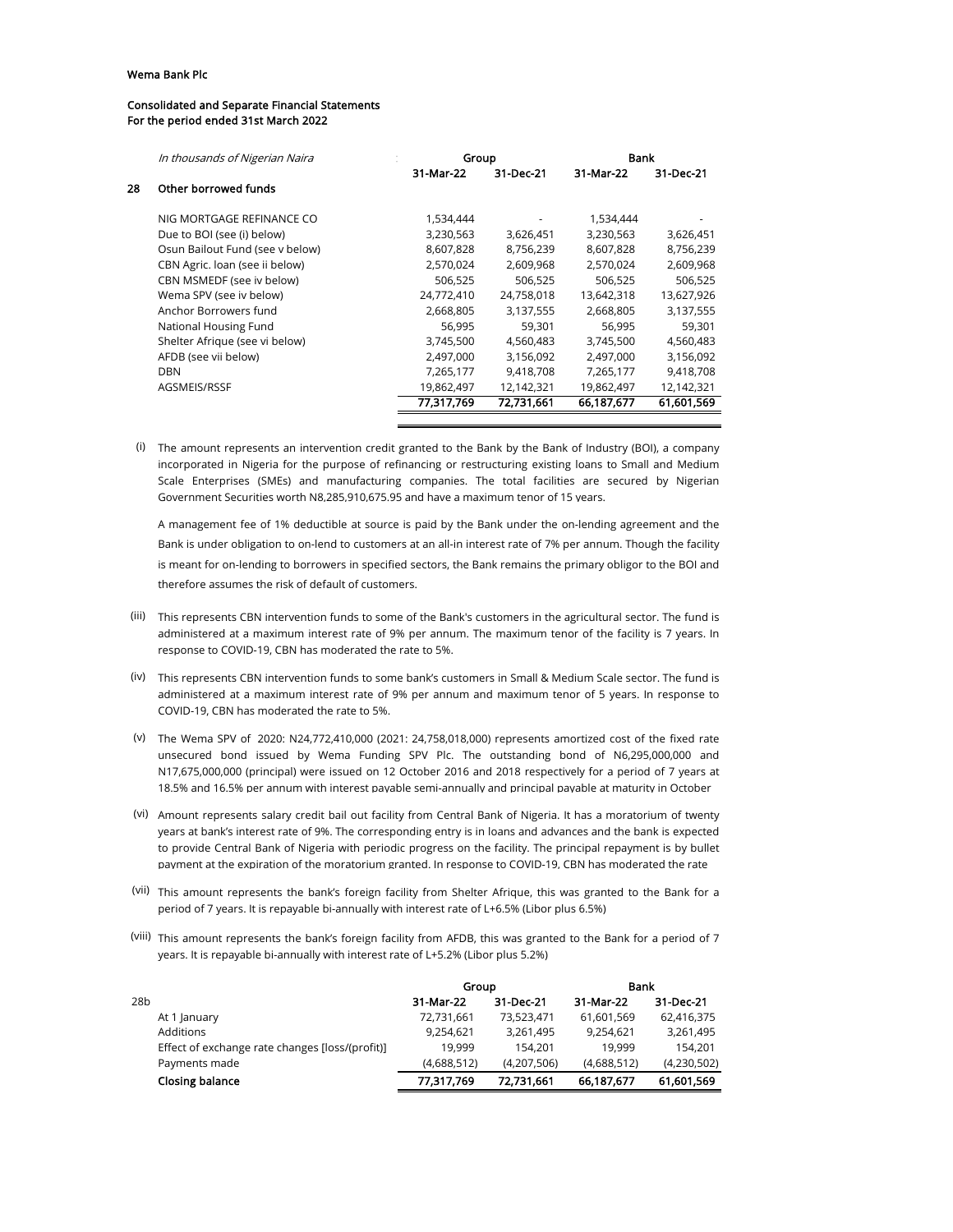Wema Bank Plc

Consolidated and Separate Financial Statements
For the period ended 31st March 2022

| *In thousands of Nigerian Naira* | Group | | Bank | |
|---|---|---|---|---|
| | 31-Mar-22 | 31-Dec-21 | 31-Mar-22 | 31-Dec-21 |
| **28 Other borrowed funds** | | | | |
| NIG MORTGAGE REFINANCE CO | 1,534,444 | - | 1,534,444 | - |
| Due to BOI (see (i) below) | 3,230,563 | 3,626,451 | 3,230,563 | 3,626,451 |
| Osun Bailout Fund (see v below) | 8,607,828 | 8,756,239 | 8,607,828 | 8,756,239 |
| CBN Agric. loan (see ii below) | 2,570,024 | 2,609,968 | 2,570,024 | 2,609,968 |
| CBN MSMEDF (see iv below) | 506,525 | 506,525 | 506,525 | 506,525 |
| Wema SPV (see iv below) | 24,772,410 | 24,758,018 | 13,642,318 | 13,627,926 |
| Anchor Borrowers fund | 2,668,805 | 3,137,555 | 2,668,805 | 3,137,555 |
| National Housing Fund | 56,995 | 59,301 | 56,995 | 59,301 |
| Shelter Afrique (see vi below) | 3,745,500 | 4,560,483 | 3,745,500 | 4,560,483 |
| AFDB (see vii below) | 2,497,000 | 3,156,092 | 2,497,000 | 3,156,092 |
| DBN | 7,265,177 | 9,418,708 | 7,265,177 | 9,418,708 |
| AGSMEIS/RSSF | 19,862,497 | 12,142,321 | 19,862,497 | 12,142,321 |
| | **77,317,769** | **72,731,661** | **66,187,677** | **61,601,569** |

(i) The amount represents an intervention credit granted to the Bank by the Bank of Industry (BOI), a company incorporated in Nigeria for the purpose of refinancing or restructuring existing loans to Small and Medium Scale Enterprises (SMEs) and manufacturing companies. The total facilities are secured by Nigerian Government Securities worth N8,285,910,675.95 and have a maximum tenor of 15 years.

A management fee of 1% deductible at source is paid by the Bank under the on-lending agreement and the Bank is under obligation to on-lend to customers at an all-in interest rate of 7% per annum. Though the facility is meant for on-lending to borrowers in specified sectors, the Bank remains the primary obligor to the BOI and therefore assumes the risk of default of customers.

(iii) This represents CBN intervention funds to some of the Bank's customers in the agricultural sector. The fund is administered at a maximum interest rate of 9% per annum. The maximum tenor of the facility is 7 years. In response to COVID-19, CBN has moderated the rate to 5%.

(iv) This represents CBN intervention funds to some bank's customers in Small & Medium Scale sector. The fund is administered at a maximum interest rate of 9% per annum and maximum tenor of 5 years. In response to COVID-19, CBN has moderated the rate to 5%.

(v) The Wema SPV of 2020: N24,772,410,000 (2021: 24,758,018,000) represents amortized cost of the fixed rate unsecured bond issued by Wema Funding SPV Plc. The outstanding bond of N6,295,000,000 and N17,675,000,000 (principal) were issued on 12 October 2016 and 2018 respectively for a period of 7 years at 18.5% and 16.5% per annum with interest payable semi-annually and principal payable at maturity in October

(vi) Amount represents salary credit bail out facility from Central Bank of Nigeria. It has a moratorium of twenty years at bank's interest rate of 9%. The corresponding entry is in loans and advances and the bank is expected to provide Central Bank of Nigeria with periodic progress on the facility. The principal repayment is by bullet payment at the expiration of the moratorium granted. In response to COVID-19, CBN has moderated the rate

(vii) This amount represents the bank's foreign facility from Shelter Afrique, this was granted to the Bank for a period of 7 years. It is repayable bi-annually with interest rate of L+6.5% (Libor plus 6.5%)

(viii) This amount represents the bank's foreign facility from AFDB, this was granted to the Bank for a period of 7 years. It is repayable bi-annually with interest rate of L+5.2% (Libor plus 5.2%)

| 28b | Group | | Bank | |
|---|---|---|---|---|
| | 31-Mar-22 | 31-Dec-21 | 31-Mar-22 | 31-Dec-21 |
| At 1 January | 72,731,661 | 73,523,471 | 61,601,569 | 62,416,375 |
| Additions | 9,254,621 | 3,261,495 | 9,254,621 | 3,261,495 |
| Effect of exchange rate changes [loss/(profit)] | 19,999 | 154,201 | 19,999 | 154,201 |
| Payments made | (4,688,512) | (4,207,506) | (4,688,512) | (4,230,502) |
| **Closing balance** | **77,317,769** | **72,731,661** | **66,187,677** | **61,601,569** |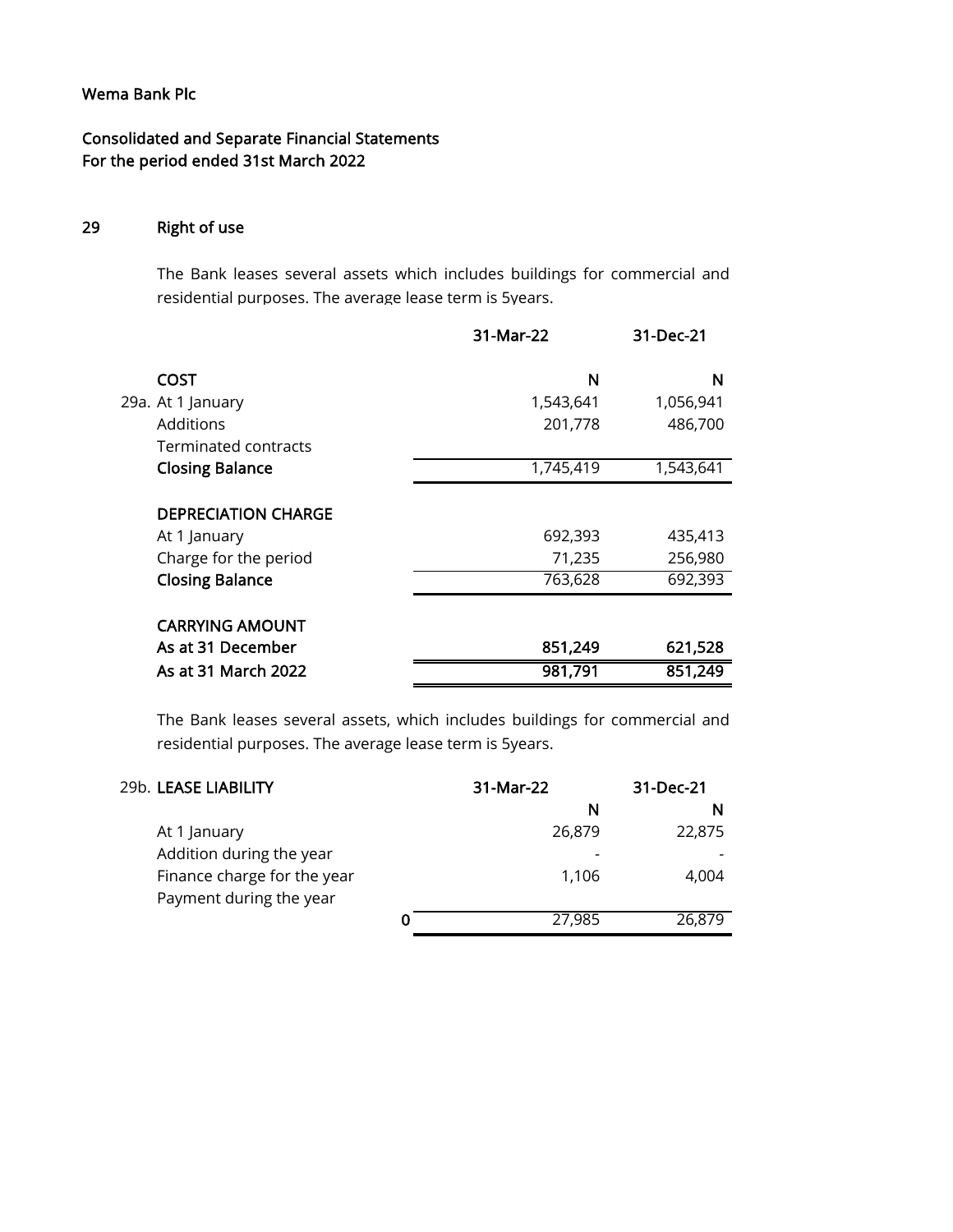Wema Bank Plc

Consolidated and Separate Financial Statements
For the period ended 31st March 2022

## 29 Right of use

The Bank leases several assets which includes buildings for commercial and residential purposes. The average lease term is 5years.

| | | 31-Mar-22 | 31-Dec-21 |
|---|---|---|---|
| | **COST** | **N** | **N** |
| 29a. | At 1 January | 1,543,641 | 1,056,941 |
| | Additions | 201,778 | 486,700 |
| | Terminated contracts | | |
| | **Closing Balance** | 1,745,419 | 1,543,641 |
| | **DEPRECIATION CHARGE** | | |
| | At 1 January | 692,393 | 435,413 |
| | Charge for the period | 71,235 | 256,980 |
| | **Closing Balance** | 763,628 | 692,393 |
| | **CARRYING AMOUNT** | | |
| | **As at 31 December** | **851,249** | **621,528** |
| | **As at 31 March 2022** | **981,791** | **851,249** |

The Bank leases several assets, which includes buildings for commercial and residential purposes. The average lease term is 5years.

| | | | 31-Mar-22 | 31-Dec-21 |
|---|---|---|---|---|
| 29b. | **LEASE LIABILITY** | | **N** | **N** |
| | At 1 January | | 26,879 | 22,875 |
| | Addition during the year | | - | - |
| | Finance charge for the year | | 1,106 | 4,004 |
| | Payment during the year | | | |
| | | 0 | 27,985 | 26,879 |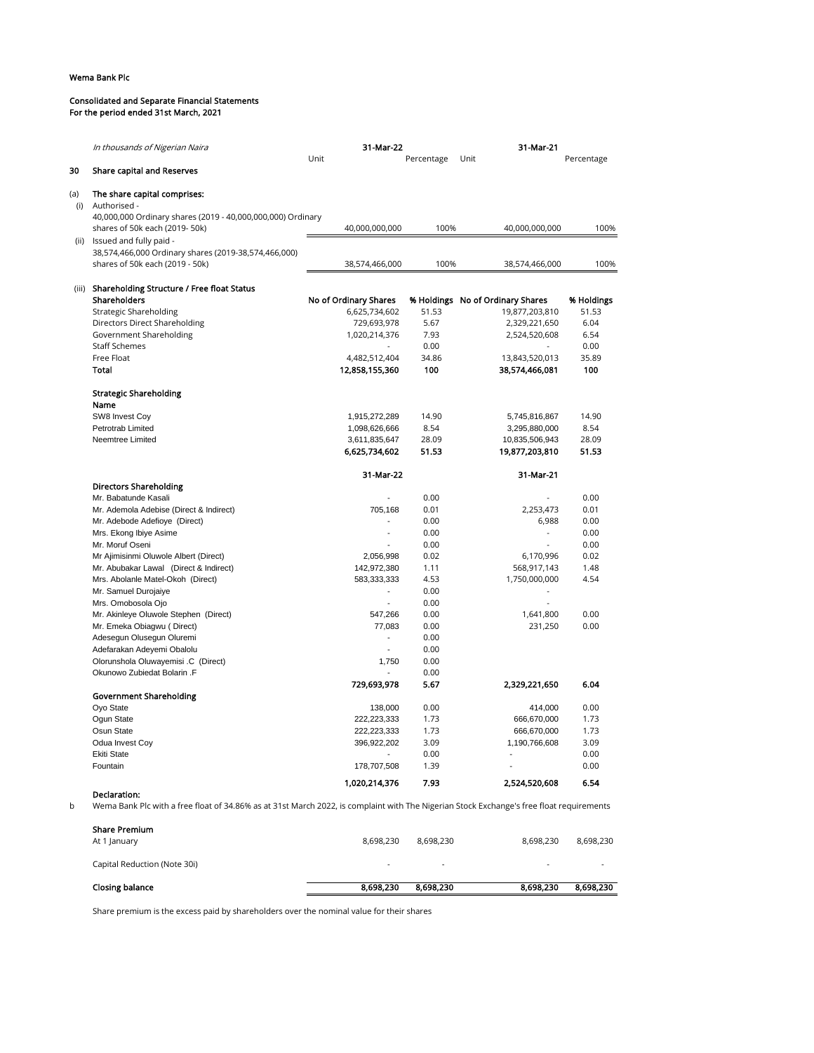Wema Bank Plc

Consolidated and Separate Financial Statements
For the period ended 31st March, 2021

| *In thousands of Nigerian Naira* | 31-Mar-22 Unit | Percentage | 31-Mar-21 Unit | Percentage |
|---|---|---|---|---|
| **30 Share capital and Reserves** | | | | |
| **(a) The share capital comprises:** | | | | |
| (i) Authorised - 40,000,000 Ordinary shares (2019 - 40,000,000,000) Ordinary shares of 50k each (2019- 50k) | 40,000,000,000 | 100% | 40,000,000,000 | 100% |
| (ii) Issued and fully paid - 38,574,466,000 Ordinary shares (2019-38,574,466,000) shares of 50k each (2019 - 50k) | 38,574,466,000 | 100% | 38,574,466,000 | 100% |

**(iii) Shareholding Structure / Free float Status**

| Shareholders | No of Ordinary Shares | % Holdings | No of Ordinary Shares | % Holdings |
|---|---|---|---|---|
| Strategic Shareholding | 6,625,734,602 | 51.53 | 19,877,203,810 | 51.53 |
| Directors Direct Shareholding | 729,693,978 | 5.67 | 2,329,221,650 | 6.04 |
| Government Shareholding | 1,020,214,376 | 7.93 | 2,524,520,608 | 6.54 |
| Staff Schemes | - | 0.00 | - | 0.00 |
| Free Float | 4,482,512,404 | 34.86 | 13,843,520,013 | 35.89 |
| **Total** | **12,858,155,360** | **100** | **38,574,466,081** | **100** |

**Strategic Shareholding**

| Name | | | | |
|---|---|---|---|---|
| SW8 Invest Coy | 1,915,272,289 | 14.90 | 5,745,816,867 | 14.90 |
| Petrotrab Limited | 1,098,626,666 | 8.54 | 3,295,880,000 | 8.54 |
| Neemtree Limited | 3,611,835,647 | 28.09 | 10,835,506,943 | 28.09 |
| | **6,625,734,602** | **51.53** | **19,877,203,810** | **51.53** |

| **Directors Shareholding** | **31-Mar-22** | | **31-Mar-21** | |
|---|---|---|---|---|
| Mr. Babatunde Kasali | - | 0.00 | - | 0.00 |
| Mr. Ademola Adebise (Direct & Indirect) | 705,168 | 0.01 | 2,253,473 | 0.01 |
| Mr. Adebode Adefioye (Direct) | - | 0.00 | 6,988 | 0.00 |
| Mrs. Ekong Ibiye Asime | - | 0.00 | - | 0.00 |
| Mr. Moruf Oseni | - | 0.00 | - | 0.00 |
| Mr Ajimisinmi Oluwole Albert (Direct) | 2,056,998 | 0.02 | 6,170,996 | 0.02 |
| Mr. Abubakar Lawal (Direct & Indirect) | 142,972,380 | 1.11 | 568,917,143 | 1.48 |
| Mrs. Abolanle Matel-Okoh (Direct) | 583,333,333 | 4.53 | 1,750,000,000 | 4.54 |
| Mr. Samuel Durojaiye | - | 0.00 | - | |
| Mrs. Omobosola Ojo | - | 0.00 | - | |
| Mr. Akinleye Oluwole Stephen (Direct) | 547,266 | 0.00 | 1,641,800 | 0.00 |
| Mr. Emeka Obiagwu ( Direct) | 77,083 | 0.00 | 231,250 | 0.00 |
| Adesegun Olusegun Oluremi | - | 0.00 | | |
| Adefarakan Adeyemi Obalolu | - | 0.00 | | |
| Olorunshola Oluwayemisi .C (Direct) | 1,750 | 0.00 | | |
| Okunowo Zubiedat Bolarin .F | - | 0.00 | | |
| | **729,693,978** | **5.67** | **2,329,221,650** | **6.04** |

**Government Shareholding**

| | | | | |
|---|---|---|---|---|
| Oyo State | 138,000 | 0.00 | 414,000 | 0.00 |
| Ogun State | 222,223,333 | 1.73 | 666,670,000 | 1.73 |
| Osun State | 222,223,333 | 1.73 | 666,670,000 | 1.73 |
| Odua Invest Coy | 396,922,202 | 3.09 | 1,190,766,608 | 3.09 |
| Ekiti State | - | 0.00 | - | 0.00 |
| Fountain | 178,707,508 | 1.39 | - | 0.00 |
| | **1,020,214,376** | **7.93** | **2,524,520,608** | **6.54** |

**Declaration:**

b Wema Bank Plc with a free float of 34.86% as at 31st March 2022, is complaint with The Nigerian Stock Exchange's free float requirements

| **Share Premium** | | | | |
|---|---|---|---|---|
| At 1 January | 8,698,230 | 8,698,230 | 8,698,230 | 8,698,230 |
| Capital Reduction (Note 30i) | - | - | - | - |
| **Closing balance** | **8,698,230** | **8,698,230** | **8,698,230** | **8,698,230** |

Share premium is the excess paid by shareholders over the nominal value for their shares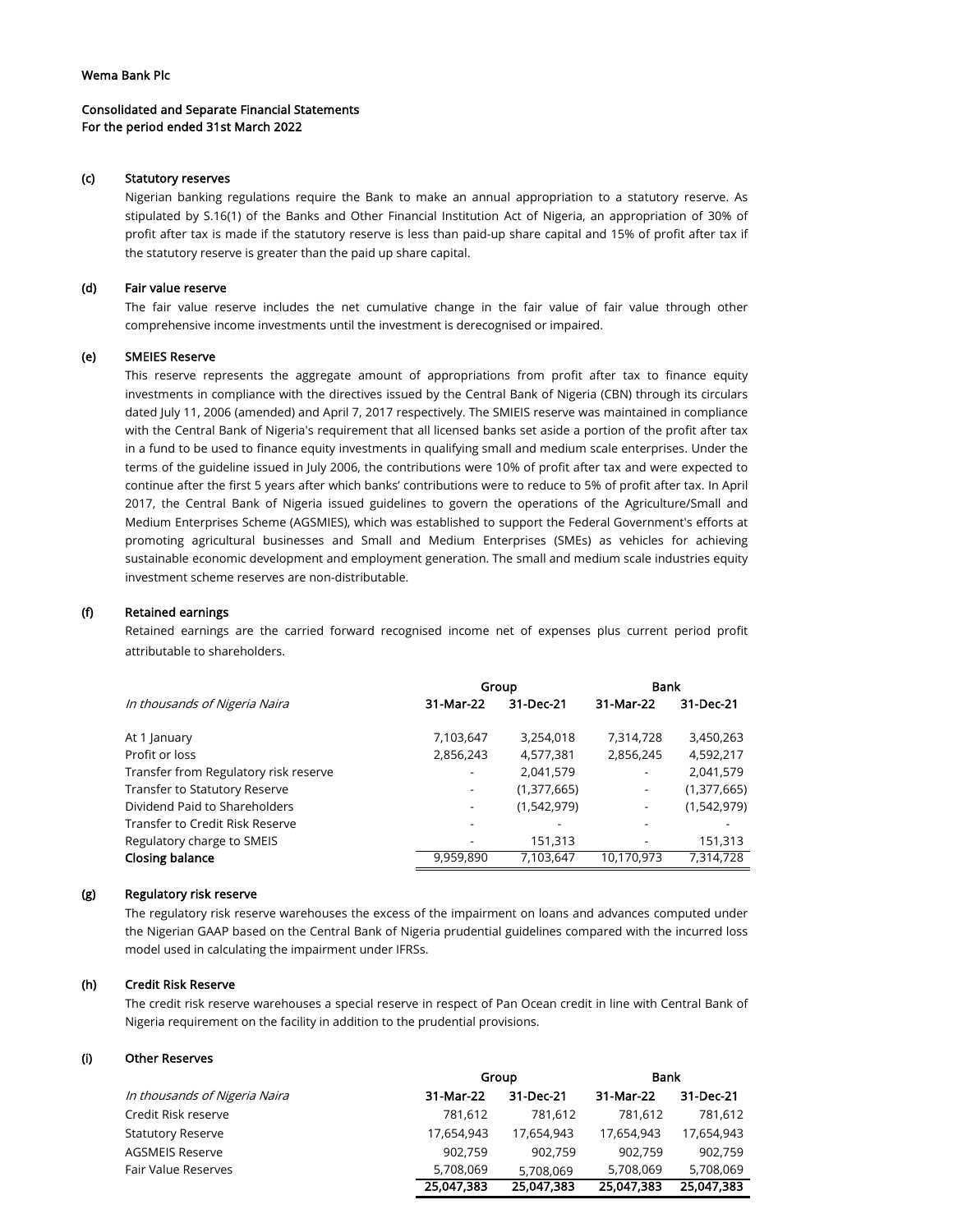Wema Bank Plc

Consolidated and Separate Financial Statements
For the period ended 31st March 2022

**(c) Statutory reserves**

Nigerian banking regulations require the Bank to make an annual appropriation to a statutory reserve. As stipulated by S.16(1) of the Banks and Other Financial Institution Act of Nigeria, an appropriation of 30% of profit after tax is made if the statutory reserve is less than paid-up share capital and 15% of profit after tax if the statutory reserve is greater than the paid up share capital.

**(d) Fair value reserve**

The fair value reserve includes the net cumulative change in the fair value of fair value through other comprehensive income investments until the investment is derecognised or impaired.

**(e) SMEIES Reserve**

This reserve represents the aggregate amount of appropriations from profit after tax to finance equity investments in compliance with the directives issued by the Central Bank of Nigeria (CBN) through its circulars dated July 11, 2006 (amended) and April 7, 2017 respectively. The SMIEIS reserve was maintained in compliance with the Central Bank of Nigeria's requirement that all licensed banks set aside a portion of the profit after tax in a fund to be used to finance equity investments in qualifying small and medium scale enterprises. Under the terms of the guideline issued in July 2006, the contributions were 10% of profit after tax and were expected to continue after the first 5 years after which banks' contributions were to reduce to 5% of profit after tax. In April 2017, the Central Bank of Nigeria issued guidelines to govern the operations of the Agriculture/Small and Medium Enterprises Scheme (AGSMIES), which was established to support the Federal Government's efforts at promoting agricultural businesses and Small and Medium Enterprises (SMEs) as vehicles for achieving sustainable economic development and employment generation. The small and medium scale industries equity investment scheme reserves are non-distributable.

**(f) Retained earnings**

Retained earnings are the carried forward recognised income net of expenses plus current period profit attributable to shareholders.

| | Group | | Bank | |
|---|---|---|---|---|
| *In thousands of Nigeria Naira* | **31-Mar-22** | **31-Dec-21** | **31-Mar-22** | **31-Dec-21** |
| At 1 January | 7,103,647 | 3,254,018 | 7,314,728 | 3,450,263 |
| Profit or loss | 2,856,243 | 4,577,381 | 2,856,245 | 4,592,217 |
| Transfer from Regulatory risk reserve | - | 2,041,579 | - | 2,041,579 |
| Transfer to Statutory Reserve | - | (1,377,665) | - | (1,377,665) |
| Dividend Paid to Shareholders | - | (1,542,979) | - | (1,542,979) |
| Transfer to Credit Risk Reserve | - | - | - | - |
| Regulatory charge to SMEIS | - | 151,313 | - | 151,313 |
| **Closing balance** | 9,959,890 | 7,103,647 | 10,170,973 | 7,314,728 |

**(g) Regulatory risk reserve**

The regulatory risk reserve warehouses the excess of the impairment on loans and advances computed under the Nigerian GAAP based on the Central Bank of Nigeria prudential guidelines compared with the incurred loss model used in calculating the impairment under IFRSs.

**(h) Credit Risk Reserve**

The credit risk reserve warehouses a special reserve in respect of Pan Ocean credit in line with Central Bank of Nigeria requirement on the facility in addition to the prudential provisions.

**(i) Other Reserves**

| | Group | | Bank | |
|---|---|---|---|---|
| *In thousands of Nigeria Naira* | **31-Mar-22** | **31-Dec-21** | **31-Mar-22** | **31-Dec-21** |
| Credit Risk reserve | 781,612 | 781,612 | 781,612 | 781,612 |
| Statutory Reserve | 17,654,943 | 17,654,943 | 17,654,943 | 17,654,943 |
| AGSMEIS Reserve | 902,759 | 902,759 | 902,759 | 902,759 |
| Fair Value Reserves | 5,708,069 | 5,708,069 | 5,708,069 | 5,708,069 |
| | **25,047,383** | **25,047,383** | **25,047,383** | **25,047,383** |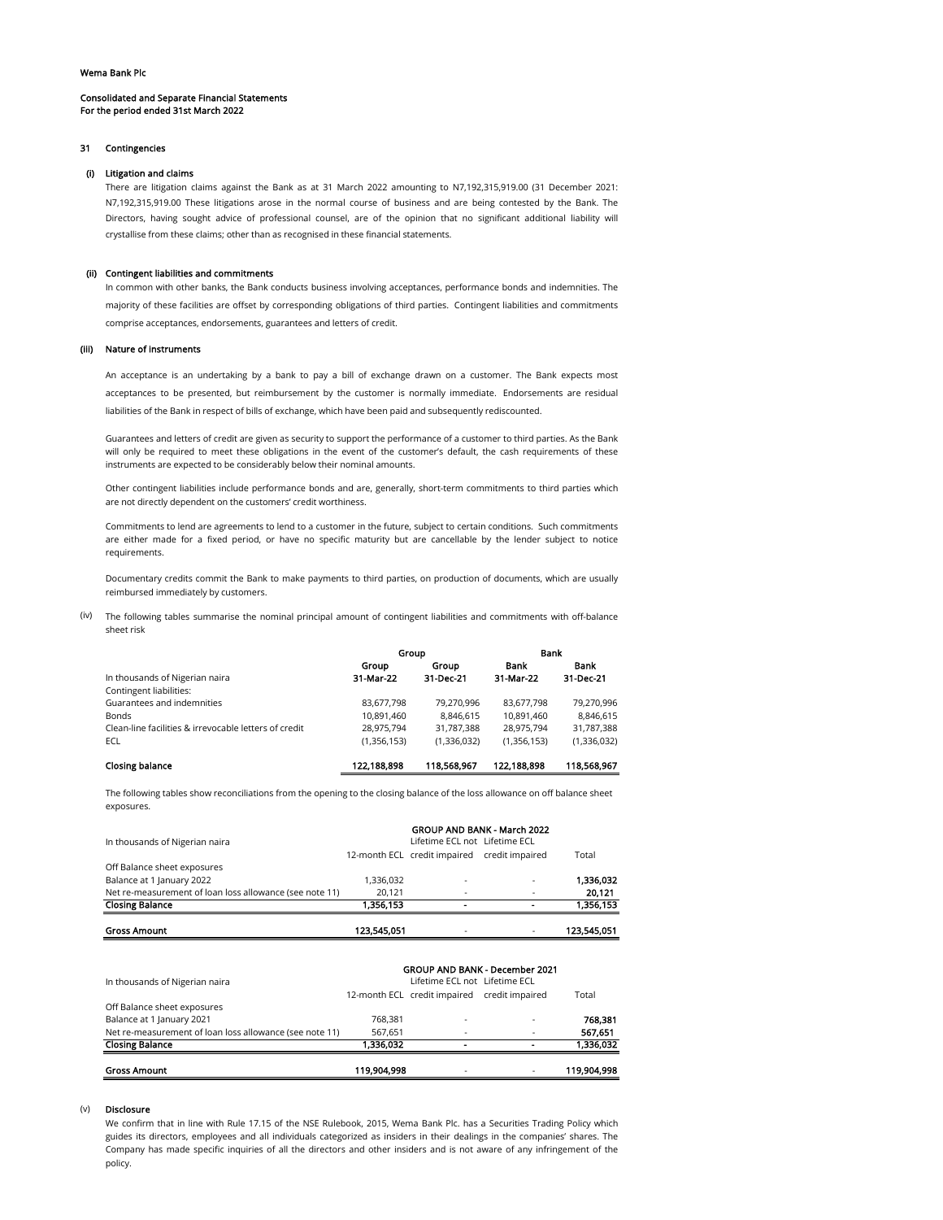Wema Bank Plc

Consolidated and Separate Financial Statements
For the period ended 31st March 2022

## 31 Contingencies

### (i) Litigation and claims

There are litigation claims against the Bank as at 31 March 2022 amounting to N7,192,315,919.00 (31 December 2021: N7,192,315,919.00 These litigations arose in the normal course of business and are being contested by the Bank. The Directors, having sought advice of professional counsel, are of the opinion that no significant additional liability will crystallise from these claims; other than as recognised in these financial statements.

### (ii) Contingent liabilities and commitments

In common with other banks, the Bank conducts business involving acceptances, performance bonds and indemnities. The majority of these facilities are offset by corresponding obligations of third parties. Contingent liabilities and commitments comprise acceptances, endorsements, guarantees and letters of credit.

### (iii) Nature of instruments

An acceptance is an undertaking by a bank to pay a bill of exchange drawn on a customer. The Bank expects most acceptances to be presented, but reimbursement by the customer is normally immediate. Endorsements are residual liabilities of the Bank in respect of bills of exchange, which have been paid and subsequently rediscounted.

Guarantees and letters of credit are given as security to support the performance of a customer to third parties. As the Bank will only be required to meet these obligations in the event of the customer's default, the cash requirements of these instruments are expected to be considerably below their nominal amounts.

Other contingent liabilities include performance bonds and are, generally, short-term commitments to third parties which are not directly dependent on the customers' credit worthiness.

Commitments to lend are agreements to lend to a customer in the future, subject to certain conditions. Such commitments are either made for a fixed period, or have no specific maturity but are cancellable by the lender subject to notice requirements.

Documentary credits commit the Bank to make payments to third parties, on production of documents, which are usually reimbursed immediately by customers.

(iv) The following tables summarise the nominal principal amount of contingent liabilities and commitments with off-balance sheet risk

| | Group | | Bank | |
|---|---|---|---|---|
| | Group | Group | Bank | Bank |
| In thousands of Nigerian naira | 31-Mar-22 | 31-Dec-21 | 31-Mar-22 | 31-Dec-21 |
| Contingent liabilities: | | | | |
| Guarantees and indemnities | 83,677,798 | 79,270,996 | 83,677,798 | 79,270,996 |
| Bonds | 10,891,460 | 8,846,615 | 10,891,460 | 8,846,615 |
| Clean-line facilities & irrevocable letters of credit | 28,975,794 | 31,787,388 | 28,975,794 | 31,787,388 |
| ECL | (1,356,153) | (1,336,032) | (1,356,153) | (1,336,032) |
| **Closing balance** | **122,188,898** | **118,568,967** | **122,188,898** | **118,568,967** |

The following tables show reconciliations from the opening to the closing balance of the loss allowance on off balance sheet exposures.

| | GROUP AND BANK - March 2022 | | | |
|---|---|---|---|---|
| In thousands of Nigerian naira | 12-month ECL | Lifetime ECL not credit impaired | Lifetime ECL credit impaired | Total |
| Off Balance sheet exposures | | | | |
| Balance at 1 January 2022 | 1,336,032 | - | - | **1,336,032** |
| Net re-measurement of loan loss allowance (see note 11) | 20,121 | - | - | **20,121** |
| **Closing Balance** | **1,356,153** | **-** | **-** | **1,356,153** |
| **Gross Amount** | **123,545,051** | - | - | **123,545,051** |

| | GROUP AND BANK - December 2021 | | | |
|---|---|---|---|---|
| In thousands of Nigerian naira | 12-month ECL | Lifetime ECL not credit impaired | Lifetime ECL credit impaired | Total |
| Off Balance sheet exposures | | | | |
| Balance at 1 January 2021 | 768,381 | - | - | **768,381** |
| Net re-measurement of loan loss allowance (see note 11) | 567,651 | - | - | **567,651** |
| **Closing Balance** | **1,336,032** | **-** | **-** | **1,336,032** |
| **Gross Amount** | **119,904,998** | - | - | **119,904,998** |

### (v) Disclosure

We confirm that in line with Rule 17.15 of the NSE Rulebook, 2015, Wema Bank Plc. has a Securities Trading Policy which guides its directors, employees and all individuals categorized as insiders in their dealings in the companies' shares. The Company has made specific inquiries of all the directors and other insiders and is not aware of any infringement of the policy.